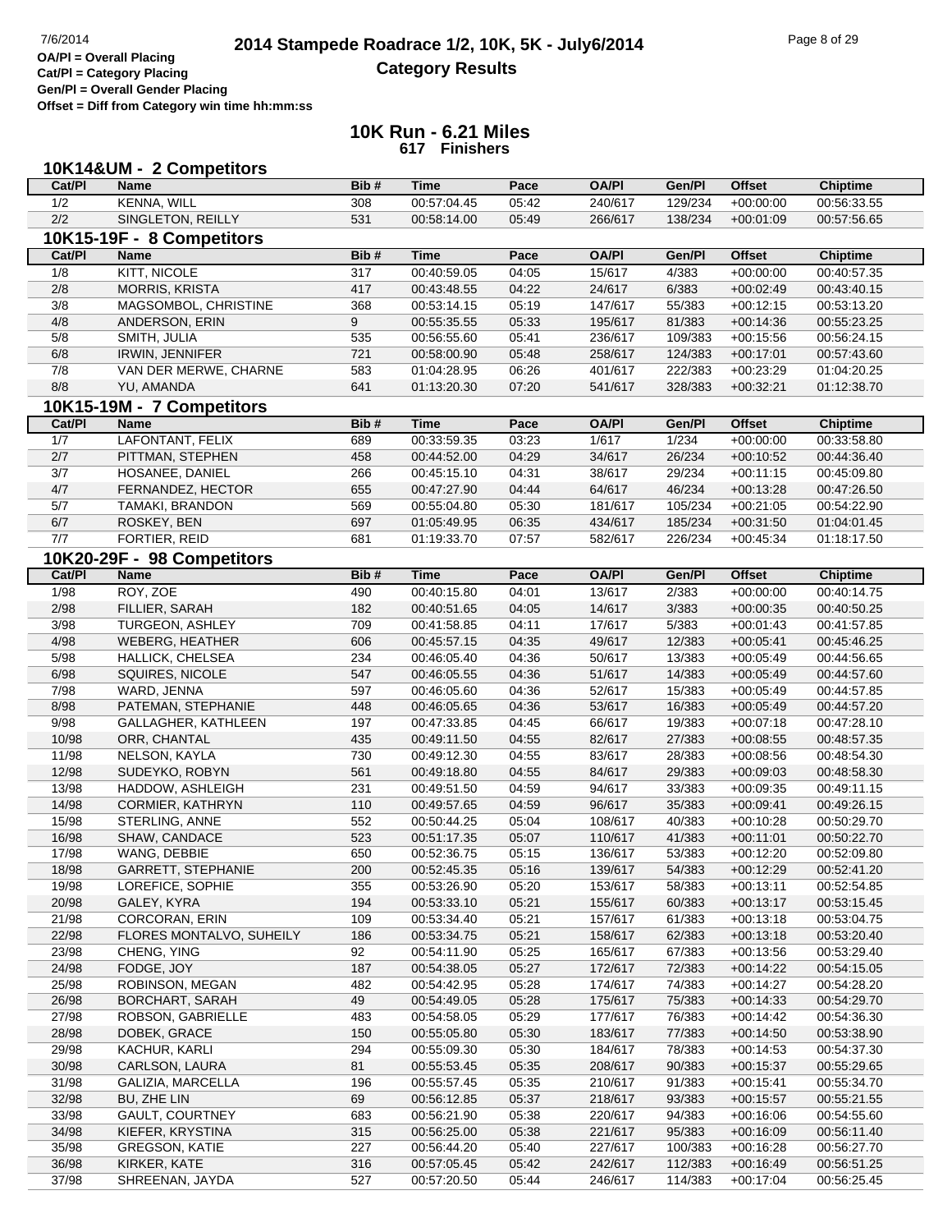# 2014 Stampede Roadrace 1/2, 10K, 5K - July6/2014

## Category Results

**OA/Pl = Overall Placing**
**Cat/Pl = Category Placing**
**Gen/Pl = Overall Gender Placing**
**Offset = Diff from Category win time hh:mm:ss**

## 10K Run - 6.21 Miles

**617 Finishers**

### 10K14&UM - 2 Competitors

| Cat/Pl | Name | Bib # | Time | Pace | OA/Pl | Gen/Pl | Offset | Chiptime |
|---|---|---|---|---|---|---|---|---|
| 1/2 | KENNA, WILL | 308 | 00:57:04.45 | 05:42 | 240/617 | 129/234 | +00:00:00 | 00:56:33.55 |
| 2/2 | SINGLETON, REILLY | 531 | 00:58:14.00 | 05:49 | 266/617 | 138/234 | +00:01:09 | 00:57:56.65 |

### 10K15-19F - 8 Competitors

| Cat/Pl | Name | Bib # | Time | Pace | OA/Pl | Gen/Pl | Offset | Chiptime |
|---|---|---|---|---|---|---|---|---|
| 1/8 | KITT, NICOLE | 317 | 00:40:59.05 | 04:05 | 15/617 | 4/383 | +00:00:00 | 00:40:57.35 |
| 2/8 | MORRIS, KRISTA | 417 | 00:43:48.55 | 04:22 | 24/617 | 6/383 | +00:02:49 | 00:43:40.15 |
| 3/8 | MAGSOMBOL, CHRISTINE | 368 | 00:53:14.15 | 05:19 | 147/617 | 55/383 | +00:12:15 | 00:53:13.20 |
| 4/8 | ANDERSON, ERIN | 9 | 00:55:35.55 | 05:33 | 195/617 | 81/383 | +00:14:36 | 00:55:23.25 |
| 5/8 | SMITH, JULIA | 535 | 00:56:55.60 | 05:41 | 236/617 | 109/383 | +00:15:56 | 00:56:24.15 |
| 6/8 | IRWIN, JENNIFER | 721 | 00:58:00.90 | 05:48 | 258/617 | 124/383 | +00:17:01 | 00:57:43.60 |
| 7/8 | VAN DER MERWE, CHARNE | 583 | 01:04:28.95 | 06:26 | 401/617 | 222/383 | +00:23:29 | 01:04:20.25 |
| 8/8 | YU, AMANDA | 641 | 01:13:20.30 | 07:20 | 541/617 | 328/383 | +00:32:21 | 01:12:38.70 |

### 10K15-19M - 7 Competitors

| Cat/Pl | Name | Bib # | Time | Pace | OA/Pl | Gen/Pl | Offset | Chiptime |
|---|---|---|---|---|---|---|---|---|
| 1/7 | LAFONTANT, FELIX | 689 | 00:33:59.35 | 03:23 | 1/617 | 1/234 | +00:00:00 | 00:33:58.80 |
| 2/7 | PITTMAN, STEPHEN | 458 | 00:44:52.00 | 04:29 | 34/617 | 26/234 | +00:10:52 | 00:44:36.40 |
| 3/7 | HOSANEE, DANIEL | 266 | 00:45:15.10 | 04:31 | 38/617 | 29/234 | +00:11:15 | 00:45:09.80 |
| 4/7 | FERNANDEZ, HECTOR | 655 | 00:47:27.90 | 04:44 | 64/617 | 46/234 | +00:13:28 | 00:47:26.50 |
| 5/7 | TAMAKI, BRANDON | 569 | 00:55:04.80 | 05:30 | 181/617 | 105/234 | +00:21:05 | 00:54:22.90 |
| 6/7 | ROSKEY, BEN | 697 | 01:05:49.95 | 06:35 | 434/617 | 185/234 | +00:31:50 | 01:04:01.45 |
| 7/7 | FORTIER, REID | 681 | 01:19:33.70 | 07:57 | 582/617 | 226/234 | +00:45:34 | 01:18:17.50 |

### 10K20-29F - 98 Competitors

| Cat/Pl | Name | Bib # | Time | Pace | OA/Pl | Gen/Pl | Offset | Chiptime |
|---|---|---|---|---|---|---|---|---|
| 1/98 | ROY, ZOE | 490 | 00:40:15.80 | 04:01 | 13/617 | 2/383 | +00:00:00 | 00:40:14.75 |
| 2/98 | FILLIER, SARAH | 182 | 00:40:51.65 | 04:05 | 14/617 | 3/383 | +00:00:35 | 00:40:50.25 |
| 3/98 | TURGEON, ASHLEY | 709 | 00:41:58.85 | 04:11 | 17/617 | 5/383 | +00:01:43 | 00:41:57.85 |
| 4/98 | WEBERG, HEATHER | 606 | 00:45:57.15 | 04:35 | 49/617 | 12/383 | +00:05:41 | 00:45:46.25 |
| 5/98 | HALLICK, CHELSEA | 234 | 00:46:05.40 | 04:36 | 50/617 | 13/383 | +00:05:49 | 00:44:56.65 |
| 6/98 | SQUIRES, NICOLE | 547 | 00:46:05.55 | 04:36 | 51/617 | 14/383 | +00:05:49 | 00:44:57.60 |
| 7/98 | WARD, JENNA | 597 | 00:46:05.60 | 04:36 | 52/617 | 15/383 | +00:05:49 | 00:44:57.85 |
| 8/98 | PATEMAN, STEPHANIE | 448 | 00:46:05.65 | 04:36 | 53/617 | 16/383 | +00:05:49 | 00:44:57.20 |
| 9/98 | GALLAGHER, KATHLEEN | 197 | 00:47:33.85 | 04:45 | 66/617 | 19/383 | +00:07:18 | 00:47:28.10 |
| 10/98 | ORR, CHANTAL | 435 | 00:49:11.50 | 04:55 | 82/617 | 27/383 | +00:08:55 | 00:48:57.35 |
| 11/98 | NELSON, KAYLA | 730 | 00:49:12.30 | 04:55 | 83/617 | 28/383 | +00:08:56 | 00:48:54.30 |
| 12/98 | SUDEYKO, ROBYN | 561 | 00:49:18.80 | 04:55 | 84/617 | 29/383 | +00:09:03 | 00:48:58.30 |
| 13/98 | HADDOW, ASHLEIGH | 231 | 00:49:51.50 | 04:59 | 94/617 | 33/383 | +00:09:35 | 00:49:11.15 |
| 14/98 | CORMIER, KATHRYN | 110 | 00:49:57.65 | 04:59 | 96/617 | 35/383 | +00:09:41 | 00:49:26.15 |
| 15/98 | STERLING, ANNE | 552 | 00:50:44.25 | 05:04 | 108/617 | 40/383 | +00:10:28 | 00:50:29.70 |
| 16/98 | SHAW, CANDACE | 523 | 00:51:17.35 | 05:07 | 110/617 | 41/383 | +00:11:01 | 00:50:22.70 |
| 17/98 | WANG, DEBBIE | 650 | 00:52:36.75 | 05:15 | 136/617 | 53/383 | +00:12:20 | 00:52:09.80 |
| 18/98 | GARRETT, STEPHANIE | 200 | 00:52:45.35 | 05:16 | 139/617 | 54/383 | +00:12:29 | 00:52:41.20 |
| 19/98 | LOREFICE, SOPHIE | 355 | 00:53:26.90 | 05:20 | 153/617 | 58/383 | +00:13:11 | 00:52:54.85 |
| 20/98 | GALEY, KYRA | 194 | 00:53:33.10 | 05:21 | 155/617 | 60/383 | +00:13:17 | 00:53:15.45 |
| 21/98 | CORCORAN, ERIN | 109 | 00:53:34.40 | 05:21 | 157/617 | 61/383 | +00:13:18 | 00:53:04.75 |
| 22/98 | FLORES MONTALVO, SUHEILY | 186 | 00:53:34.75 | 05:21 | 158/617 | 62/383 | +00:13:18 | 00:53:20.40 |
| 23/98 | CHENG, YING | 92 | 00:54:11.90 | 05:25 | 165/617 | 67/383 | +00:13:56 | 00:53:29.40 |
| 24/98 | FODGE, JOY | 187 | 00:54:38.05 | 05:27 | 172/617 | 72/383 | +00:14:22 | 00:54:15.05 |
| 25/98 | ROBINSON, MEGAN | 482 | 00:54:42.95 | 05:28 | 174/617 | 74/383 | +00:14:27 | 00:54:28.20 |
| 26/98 | BORCHART, SARAH | 49 | 00:54:49.05 | 05:28 | 175/617 | 75/383 | +00:14:33 | 00:54:29.70 |
| 27/98 | ROBSON, GABRIELLE | 483 | 00:54:58.05 | 05:29 | 177/617 | 76/383 | +00:14:42 | 00:54:36.30 |
| 28/98 | DOBEK, GRACE | 150 | 00:55:05.80 | 05:30 | 183/617 | 77/383 | +00:14:50 | 00:53:38.90 |
| 29/98 | KACHUR, KARLI | 294 | 00:55:09.30 | 05:30 | 184/617 | 78/383 | +00:14:53 | 00:54:37.30 |
| 30/98 | CARLSON, LAURA | 81 | 00:55:53.45 | 05:35 | 208/617 | 90/383 | +00:15:37 | 00:55:29.65 |
| 31/98 | GALIZIA, MARCELLA | 196 | 00:55:57.45 | 05:35 | 210/617 | 91/383 | +00:15:41 | 00:55:34.70 |
| 32/98 | BU, ZHE LIN | 69 | 00:56:12.85 | 05:37 | 218/617 | 93/383 | +00:15:57 | 00:55:21.55 |
| 33/98 | GAULT, COURTNEY | 683 | 00:56:21.90 | 05:38 | 220/617 | 94/383 | +00:16:06 | 00:54:55.60 |
| 34/98 | KIEFER, KRYSTINA | 315 | 00:56:25.00 | 05:38 | 221/617 | 95/383 | +00:16:09 | 00:56:11.40 |
| 35/98 | GREGSON, KATIE | 227 | 00:56:44.20 | 05:40 | 227/617 | 100/383 | +00:16:28 | 00:56:27.70 |
| 36/98 | KIRKER, KATE | 316 | 00:57:05.45 | 05:42 | 242/617 | 112/383 | +00:16:49 | 00:56:51.25 |
| 37/98 | SHREENAN, JAYDA | 527 | 00:57:20.50 | 05:44 | 246/617 | 114/383 | +00:17:04 | 00:56:25.45 |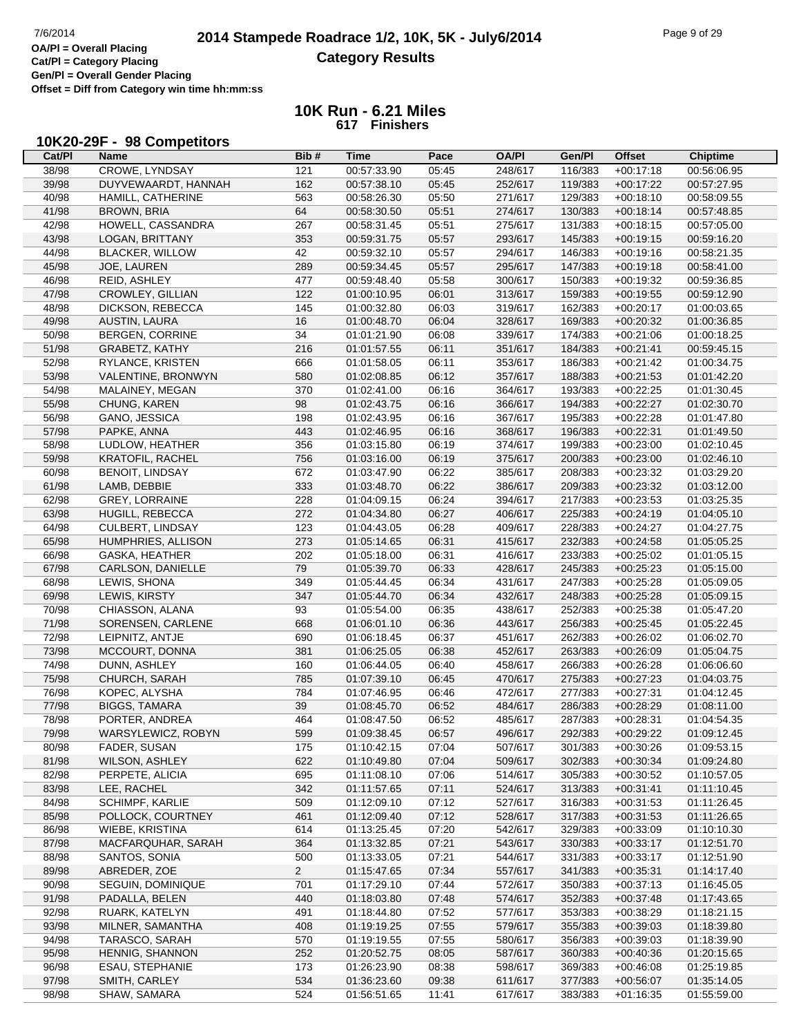OA/Pl = Overall Placing
Cat/Pl = Category Placing
Gen/Pl = Overall Gender Placing
Offset = Diff from Category win time hh:mm:ss

# 2014 Stampede Roadrace 1/2, 10K, 5K - July6/2014

## Category Results

### 10K Run - 6.21 Miles
617 Finishers

### 10K20-29F - 98 Competitors

| Cat/Pl | Name | Bib # | Time | Pace | OA/Pl | Gen/Pl | Offset | Chiptime |
|---|---|---|---|---|---|---|---|---|
| 38/98 | CROWE, LYNDSAY | 121 | 00:57:33.90 | 05:45 | 248/617 | 116/383 | +00:17:18 | 00:56:06.95 |
| 39/98 | DUYVEWAARDT, HANNAH | 162 | 00:57:38.10 | 05:45 | 252/617 | 119/383 | +00:17:22 | 00:57:27.95 |
| 40/98 | HAMILL, CATHERINE | 563 | 00:58:26.30 | 05:50 | 271/617 | 129/383 | +00:18:10 | 00:58:09.55 |
| 41/98 | BROWN, BRIA | 64 | 00:58:30.50 | 05:51 | 274/617 | 130/383 | +00:18:14 | 00:57:48.85 |
| 42/98 | HOWELL, CASSANDRA | 267 | 00:58:31.45 | 05:51 | 275/617 | 131/383 | +00:18:15 | 00:57:05.00 |
| 43/98 | LOGAN, BRITTANY | 353 | 00:59:31.75 | 05:57 | 293/617 | 145/383 | +00:19:15 | 00:59:16.20 |
| 44/98 | BLACKER, WILLOW | 42 | 00:59:32.10 | 05:57 | 294/617 | 146/383 | +00:19:16 | 00:58:21.35 |
| 45/98 | JOE, LAUREN | 289 | 00:59:34.45 | 05:57 | 295/617 | 147/383 | +00:19:18 | 00:58:41.00 |
| 46/98 | REID, ASHLEY | 477 | 00:59:48.40 | 05:58 | 300/617 | 150/383 | +00:19:32 | 00:59:36.85 |
| 47/98 | CROWLEY, GILLIAN | 122 | 01:00:10.95 | 06:01 | 313/617 | 159/383 | +00:19:55 | 00:59:12.90 |
| 48/98 | DICKSON, REBECCA | 145 | 01:00:32.80 | 06:03 | 319/617 | 162/383 | +00:20:17 | 01:00:03.65 |
| 49/98 | AUSTIN, LAURA | 16 | 01:00:48.70 | 06:04 | 328/617 | 169/383 | +00:20:32 | 01:00:36.85 |
| 50/98 | BERGEN, CORRINE | 34 | 01:01:21.90 | 06:08 | 339/617 | 174/383 | +00:21:06 | 01:00:18.25 |
| 51/98 | GRABETZ, KATHY | 216 | 01:01:57.55 | 06:11 | 351/617 | 184/383 | +00:21:41 | 00:59:45.15 |
| 52/98 | RYLANCE, KRISTEN | 666 | 01:01:58.05 | 06:11 | 353/617 | 186/383 | +00:21:42 | 01:00:34.75 |
| 53/98 | VALENTINE, BRONWYN | 580 | 01:02:08.85 | 06:12 | 357/617 | 188/383 | +00:21:53 | 01:01:42.20 |
| 54/98 | MALAINEY, MEGAN | 370 | 01:02:41.00 | 06:16 | 364/617 | 193/383 | +00:22:25 | 01:01:30.45 |
| 55/98 | CHUNG, KAREN | 98 | 01:02:43.75 | 06:16 | 366/617 | 194/383 | +00:22:27 | 01:02:30.70 |
| 56/98 | GANO, JESSICA | 198 | 01:02:43.95 | 06:16 | 367/617 | 195/383 | +00:22:28 | 01:01:47.80 |
| 57/98 | PAPKE, ANNA | 443 | 01:02:46.95 | 06:16 | 368/617 | 196/383 | +00:22:31 | 01:01:49.50 |
| 58/98 | LUDLOW, HEATHER | 356 | 01:03:15.80 | 06:19 | 374/617 | 199/383 | +00:23:00 | 01:02:10.45 |
| 59/98 | KRATOFIL, RACHEL | 756 | 01:03:16.00 | 06:19 | 375/617 | 200/383 | +00:23:00 | 01:02:46.10 |
| 60/98 | BENOIT, LINDSAY | 672 | 01:03:47.90 | 06:22 | 385/617 | 208/383 | +00:23:32 | 01:03:29.20 |
| 61/98 | LAMB, DEBBIE | 333 | 01:03:48.70 | 06:22 | 386/617 | 209/383 | +00:23:32 | 01:03:12.00 |
| 62/98 | GREY, LORRAINE | 228 | 01:04:09.15 | 06:24 | 394/617 | 217/383 | +00:23:53 | 01:03:25.35 |
| 63/98 | HUGILL, REBECCA | 272 | 01:04:34.80 | 06:27 | 406/617 | 225/383 | +00:24:19 | 01:04:05.10 |
| 64/98 | CULBERT, LINDSAY | 123 | 01:04:43.05 | 06:28 | 409/617 | 228/383 | +00:24:27 | 01:04:27.75 |
| 65/98 | HUMPHRIES, ALLISON | 273 | 01:05:14.65 | 06:31 | 415/617 | 232/383 | +00:24:58 | 01:05:05.25 |
| 66/98 | GASKA, HEATHER | 202 | 01:05:18.00 | 06:31 | 416/617 | 233/383 | +00:25:02 | 01:01:05.15 |
| 67/98 | CARLSON, DANIELLE | 79 | 01:05:39.70 | 06:33 | 428/617 | 245/383 | +00:25:23 | 01:05:15.00 |
| 68/98 | LEWIS, SHONA | 349 | 01:05:44.45 | 06:34 | 431/617 | 247/383 | +00:25:28 | 01:05:09.05 |
| 69/98 | LEWIS, KIRSTY | 347 | 01:05:44.70 | 06:34 | 432/617 | 248/383 | +00:25:28 | 01:05:09.15 |
| 70/98 | CHIASSON, ALANA | 93 | 01:05:54.00 | 06:35 | 438/617 | 252/383 | +00:25:38 | 01:05:47.20 |
| 71/98 | SORENSEN, CARLENE | 668 | 01:06:01.10 | 06:36 | 443/617 | 256/383 | +00:25:45 | 01:05:22.45 |
| 72/98 | LEIPNITZ, ANTJE | 690 | 01:06:18.45 | 06:37 | 451/617 | 262/383 | +00:26:02 | 01:06:02.70 |
| 73/98 | MCCOURT, DONNA | 381 | 01:06:25.05 | 06:38 | 452/617 | 263/383 | +00:26:09 | 01:05:04.75 |
| 74/98 | DUNN, ASHLEY | 160 | 01:06:44.05 | 06:40 | 458/617 | 266/383 | +00:26:28 | 01:06:06.60 |
| 75/98 | CHURCH, SARAH | 785 | 01:07:39.10 | 06:45 | 470/617 | 275/383 | +00:27:23 | 01:04:03.75 |
| 76/98 | KOPEC, ALYSHA | 784 | 01:07:46.95 | 06:46 | 472/617 | 277/383 | +00:27:31 | 01:04:12.45 |
| 77/98 | BIGGS, TAMARA | 39 | 01:08:45.70 | 06:52 | 484/617 | 286/383 | +00:28:29 | 01:08:11.00 |
| 78/98 | PORTER, ANDREA | 464 | 01:08:47.50 | 06:52 | 485/617 | 287/383 | +00:28:31 | 01:04:54.35 |
| 79/98 | WARSYLEWICZ, ROBYN | 599 | 01:09:38.45 | 06:57 | 496/617 | 292/383 | +00:29:22 | 01:09:12.45 |
| 80/98 | FADER, SUSAN | 175 | 01:10:42.15 | 07:04 | 507/617 | 301/383 | +00:30:26 | 01:09:53.15 |
| 81/98 | WILSON, ASHLEY | 622 | 01:10:49.80 | 07:04 | 509/617 | 302/383 | +00:30:34 | 01:09:24.80 |
| 82/98 | PERPETE, ALICIA | 695 | 01:11:08.10 | 07:06 | 514/617 | 305/383 | +00:30:52 | 01:10:57.05 |
| 83/98 | LEE, RACHEL | 342 | 01:11:57.65 | 07:11 | 524/617 | 313/383 | +00:31:41 | 01:11:10.45 |
| 84/98 | SCHIMPF, KARLIE | 509 | 01:12:09.10 | 07:12 | 527/617 | 316/383 | +00:31:53 | 01:11:26.45 |
| 85/98 | POLLOCK, COURTNEY | 461 | 01:12:09.40 | 07:12 | 528/617 | 317/383 | +00:31:53 | 01:11:26.65 |
| 86/98 | WIEBE, KRISTINA | 614 | 01:13:25.45 | 07:20 | 542/617 | 329/383 | +00:33:09 | 01:10:10.30 |
| 87/98 | MACFARQUHAR, SARAH | 364 | 01:13:32.85 | 07:21 | 543/617 | 330/383 | +00:33:17 | 01:12:51.70 |
| 88/98 | SANTOS, SONIA | 500 | 01:13:33.05 | 07:21 | 544/617 | 331/383 | +00:33:17 | 01:12:51.90 |
| 89/98 | ABREDER, ZOE | 2 | 01:15:47.65 | 07:34 | 557/617 | 341/383 | +00:35:31 | 01:14:17.40 |
| 90/98 | SEGUIN, DOMINIQUE | 701 | 01:17:29.10 | 07:44 | 572/617 | 350/383 | +00:37:13 | 01:16:45.05 |
| 91/98 | PADALLA, BELEN | 440 | 01:18:03.80 | 07:48 | 574/617 | 352/383 | +00:37:48 | 01:17:43.65 |
| 92/98 | RUARK, KATELYN | 491 | 01:18:44.80 | 07:52 | 577/617 | 353/383 | +00:38:29 | 01:18:21.15 |
| 93/98 | MILNER, SAMANTHA | 408 | 01:19:19.25 | 07:55 | 579/617 | 355/383 | +00:39:03 | 01:18:39.80 |
| 94/98 | TARASCO, SARAH | 570 | 01:19:19.55 | 07:55 | 580/617 | 356/383 | +00:39:03 | 01:18:39.90 |
| 95/98 | HENNIG, SHANNON | 252 | 01:20:52.75 | 08:05 | 587/617 | 360/383 | +00:40:36 | 01:20:15.65 |
| 96/98 | ESAU, STEPHANIE | 173 | 01:26:23.90 | 08:38 | 598/617 | 369/383 | +00:46:08 | 01:25:19.85 |
| 97/98 | SMITH, CARLEY | 534 | 01:36:23.60 | 09:38 | 611/617 | 377/383 | +00:56:07 | 01:35:14.05 |
| 98/98 | SHAW, SAMARA | 524 | 01:56:51.65 | 11:41 | 617/617 | 383/383 | +01:16:35 | 01:55:59.00 |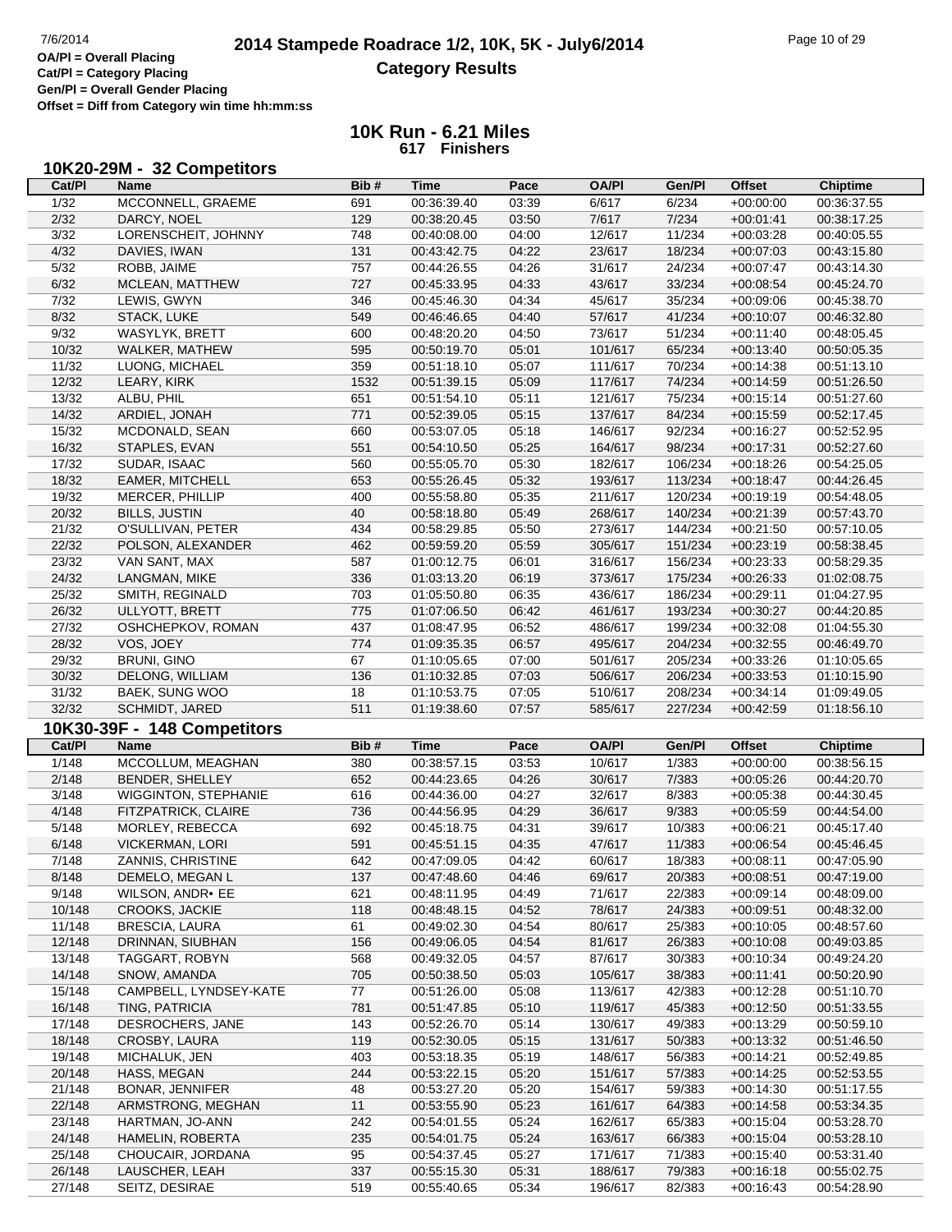# 2014 Stampede Roadrace 1/2, 10K, 5K - July6/2014

## Category Results

OA/Pl = Overall Placing
Cat/Pl = Category Placing
Gen/Pl = Overall Gender Placing
Offset = Diff from Category win time hh:mm:ss

### 10K Run - 6.21 Miles
**617 Finishers**

### 10K20-29M - 32 Competitors

| Cat/Pl | Name | Bib # | Time | Pace | OA/Pl | Gen/Pl | Offset | Chiptime |
|---|---|---|---|---|---|---|---|---|
| 1/32 | MCCONNELL, GRAEME | 691 | 00:36:39.40 | 03:39 | 6/617 | 6/234 | +00:00:00 | 00:36:37.55 |
| 2/32 | DARCY, NOEL | 129 | 00:38:20.45 | 03:50 | 7/617 | 7/234 | +00:01:41 | 00:38:17.25 |
| 3/32 | LORENSCHEIT, JOHNNY | 748 | 00:40:08.00 | 04:00 | 12/617 | 11/234 | +00:03:28 | 00:40:05.55 |
| 4/32 | DAVIES, IWAN | 131 | 00:43:42.75 | 04:22 | 23/617 | 18/234 | +00:07:03 | 00:43:15.80 |
| 5/32 | ROBB, JAIME | 757 | 00:44:26.55 | 04:26 | 31/617 | 24/234 | +00:07:47 | 00:43:14.30 |
| 6/32 | MCLEAN, MATTHEW | 727 | 00:45:33.95 | 04:33 | 43/617 | 33/234 | +00:08:54 | 00:45:24.70 |
| 7/32 | LEWIS, GWYN | 346 | 00:45:46.30 | 04:34 | 45/617 | 35/234 | +00:09:06 | 00:45:38.70 |
| 8/32 | STACK, LUKE | 549 | 00:46:46.65 | 04:40 | 57/617 | 41/234 | +00:10:07 | 00:46:32.80 |
| 9/32 | WASYLYK, BRETT | 600 | 00:48:20.20 | 04:50 | 73/617 | 51/234 | +00:11:40 | 00:48:05.45 |
| 10/32 | WALKER, MATHEW | 595 | 00:50:19.70 | 05:01 | 101/617 | 65/234 | +00:13:40 | 00:50:05.35 |
| 11/32 | LUONG, MICHAEL | 359 | 00:51:18.10 | 05:07 | 111/617 | 70/234 | +00:14:38 | 00:51:13.10 |
| 12/32 | LEARY, KIRK | 1532 | 00:51:39.15 | 05:09 | 117/617 | 74/234 | +00:14:59 | 00:51:26.50 |
| 13/32 | ALBU, PHIL | 651 | 00:51:54.10 | 05:11 | 121/617 | 75/234 | +00:15:14 | 00:51:27.60 |
| 14/32 | ARDIEL, JONAH | 771 | 00:52:39.05 | 05:15 | 137/617 | 84/234 | +00:15:59 | 00:52:17.45 |
| 15/32 | MCDONALD, SEAN | 660 | 00:53:07.05 | 05:18 | 146/617 | 92/234 | +00:16:27 | 00:52:52.95 |
| 16/32 | STAPLES, EVAN | 551 | 00:54:10.50 | 05:25 | 164/617 | 98/234 | +00:17:31 | 00:52:27.60 |
| 17/32 | SUDAR, ISAAC | 560 | 00:55:05.70 | 05:30 | 182/617 | 106/234 | +00:18:26 | 00:54:25.05 |
| 18/32 | EAMER, MITCHELL | 653 | 00:55:26.45 | 05:32 | 193/617 | 113/234 | +00:18:47 | 00:44:26.45 |
| 19/32 | MERCER, PHILLIP | 400 | 00:55:58.80 | 05:35 | 211/617 | 120/234 | +00:19:19 | 00:54:48.05 |
| 20/32 | BILLS, JUSTIN | 40 | 00:58:18.80 | 05:49 | 268/617 | 140/234 | +00:21:39 | 00:57:43.70 |
| 21/32 | O'SULLIVAN, PETER | 434 | 00:58:29.85 | 05:50 | 273/617 | 144/234 | +00:21:50 | 00:57:10.05 |
| 22/32 | POLSON, ALEXANDER | 462 | 00:59:59.20 | 05:59 | 305/617 | 151/234 | +00:23:19 | 00:58:38.45 |
| 23/32 | VAN SANT, MAX | 587 | 01:00:12.75 | 06:01 | 316/617 | 156/234 | +00:23:33 | 00:58:29.35 |
| 24/32 | LANGMAN, MIKE | 336 | 01:03:13.20 | 06:19 | 373/617 | 175/234 | +00:26:33 | 01:02:08.75 |
| 25/32 | SMITH, REGINALD | 703 | 01:05:50.80 | 06:35 | 436/617 | 186/234 | +00:29:11 | 01:04:27.95 |
| 26/32 | ULLYOTT, BRETT | 775 | 01:07:06.50 | 06:42 | 461/617 | 193/234 | +00:30:27 | 00:44:20.85 |
| 27/32 | OSHCHEPKOV, ROMAN | 437 | 01:08:47.95 | 06:52 | 486/617 | 199/234 | +00:32:08 | 01:04:55.30 |
| 28/32 | VOS, JOEY | 774 | 01:09:35.35 | 06:57 | 495/617 | 204/234 | +00:32:55 | 00:46:49.70 |
| 29/32 | BRUNI, GINO | 67 | 01:10:05.65 | 07:00 | 501/617 | 205/234 | +00:33:26 | 01:10:05.65 |
| 30/32 | DELONG, WILLIAM | 136 | 01:10:32.85 | 07:03 | 506/617 | 206/234 | +00:33:53 | 01:10:15.90 |
| 31/32 | BAEK, SUNG WOO | 18 | 01:10:53.75 | 07:05 | 510/617 | 208/234 | +00:34:14 | 01:09:49.05 |
| 32/32 | SCHMIDT, JARED | 511 | 01:19:38.60 | 07:57 | 585/617 | 227/234 | +00:42:59 | 01:18:56.10 |

### 10K30-39F - 148 Competitors

| Cat/Pl | Name | Bib # | Time | Pace | OA/Pl | Gen/Pl | Offset | Chiptime |
|---|---|---|---|---|---|---|---|---|
| 1/148 | MCCOLLUM, MEAGHAN | 380 | 00:38:57.15 | 03:53 | 10/617 | 1/383 | +00:00:00 | 00:38:56.15 |
| 2/148 | BENDER, SHELLEY | 652 | 00:44:23.65 | 04:26 | 30/617 | 7/383 | +00:05:26 | 00:44:20.70 |
| 3/148 | WIGGINTON, STEPHANIE | 616 | 00:44:36.00 | 04:27 | 32/617 | 8/383 | +00:05:38 | 00:44:30.45 |
| 4/148 | FITZPATRICK, CLAIRE | 736 | 00:44:56.95 | 04:29 | 36/617 | 9/383 | +00:05:59 | 00:44:54.00 |
| 5/148 | MORLEY, REBECCA | 692 | 00:45:18.75 | 04:31 | 39/617 | 10/383 | +00:06:21 | 00:45:17.40 |
| 6/148 | VICKERMAN, LORI | 591 | 00:45:51.15 | 04:35 | 47/617 | 11/383 | +00:06:54 | 00:45:46.45 |
| 7/148 | ZANNIS, CHRISTINE | 642 | 00:47:09.05 | 04:42 | 60/617 | 18/383 | +00:08:11 | 00:47:05.90 |
| 8/148 | DEMELO, MEGAN L | 137 | 00:47:48.60 | 04:46 | 69/617 | 20/383 | +00:08:51 | 00:47:19.00 |
| 9/148 | WILSON, ANDR• EE | 621 | 00:48:11.95 | 04:49 | 71/617 | 22/383 | +00:09:14 | 00:48:09.00 |
| 10/148 | CROOKS, JACKIE | 118 | 00:48:48.15 | 04:52 | 78/617 | 24/383 | +00:09:51 | 00:48:32.00 |
| 11/148 | BRESCIA, LAURA | 61 | 00:49:02.30 | 04:54 | 80/617 | 25/383 | +00:10:05 | 00:48:57.60 |
| 12/148 | DRINNAN, SIUBHAN | 156 | 00:49:06.05 | 04:54 | 81/617 | 26/383 | +00:10:08 | 00:49:03.85 |
| 13/148 | TAGGART, ROBYN | 568 | 00:49:32.05 | 04:57 | 87/617 | 30/383 | +00:10:34 | 00:49:24.20 |
| 14/148 | SNOW, AMANDA | 705 | 00:50:38.50 | 05:03 | 105/617 | 38/383 | +00:11:41 | 00:50:20.90 |
| 15/148 | CAMPBELL, LYNDSEY-KATE | 77 | 00:51:26.00 | 05:08 | 113/617 | 42/383 | +00:12:28 | 00:51:10.70 |
| 16/148 | TING, PATRICIA | 781 | 00:51:47.85 | 05:10 | 119/617 | 45/383 | +00:12:50 | 00:51:33.55 |
| 17/148 | DESROCHERS, JANE | 143 | 00:52:26.70 | 05:14 | 130/617 | 49/383 | +00:13:29 | 00:50:59.10 |
| 18/148 | CROSBY, LAURA | 119 | 00:52:30.05 | 05:15 | 131/617 | 50/383 | +00:13:32 | 00:51:46.50 |
| 19/148 | MICHALUK, JEN | 403 | 00:53:18.35 | 05:19 | 148/617 | 56/383 | +00:14:21 | 00:52:49.85 |
| 20/148 | HASS, MEGAN | 244 | 00:53:22.15 | 05:20 | 151/617 | 57/383 | +00:14:25 | 00:52:53.55 |
| 21/148 | BONAR, JENNIFER | 48 | 00:53:27.20 | 05:20 | 154/617 | 59/383 | +00:14:30 | 00:51:17.55 |
| 22/148 | ARMSTRONG, MEGHAN | 11 | 00:53:55.90 | 05:23 | 161/617 | 64/383 | +00:14:58 | 00:53:34.35 |
| 23/148 | HARTMAN, JO-ANN | 242 | 00:54:01.55 | 05:24 | 162/617 | 65/383 | +00:15:04 | 00:53:28.70 |
| 24/148 | HAMELIN, ROBERTA | 235 | 00:54:01.75 | 05:24 | 163/617 | 66/383 | +00:15:04 | 00:53:28.10 |
| 25/148 | CHOUCAIR, JORDANA | 95 | 00:54:37.45 | 05:27 | 171/617 | 71/383 | +00:15:40 | 00:53:31.40 |
| 26/148 | LAUSCHER, LEAH | 337 | 00:55:15.30 | 05:31 | 188/617 | 79/383 | +00:16:18 | 00:55:02.75 |
| 27/148 | SEITZ, DESIRAE | 519 | 00:55:40.65 | 05:34 | 196/617 | 82/383 | +00:16:43 | 00:54:28.90 |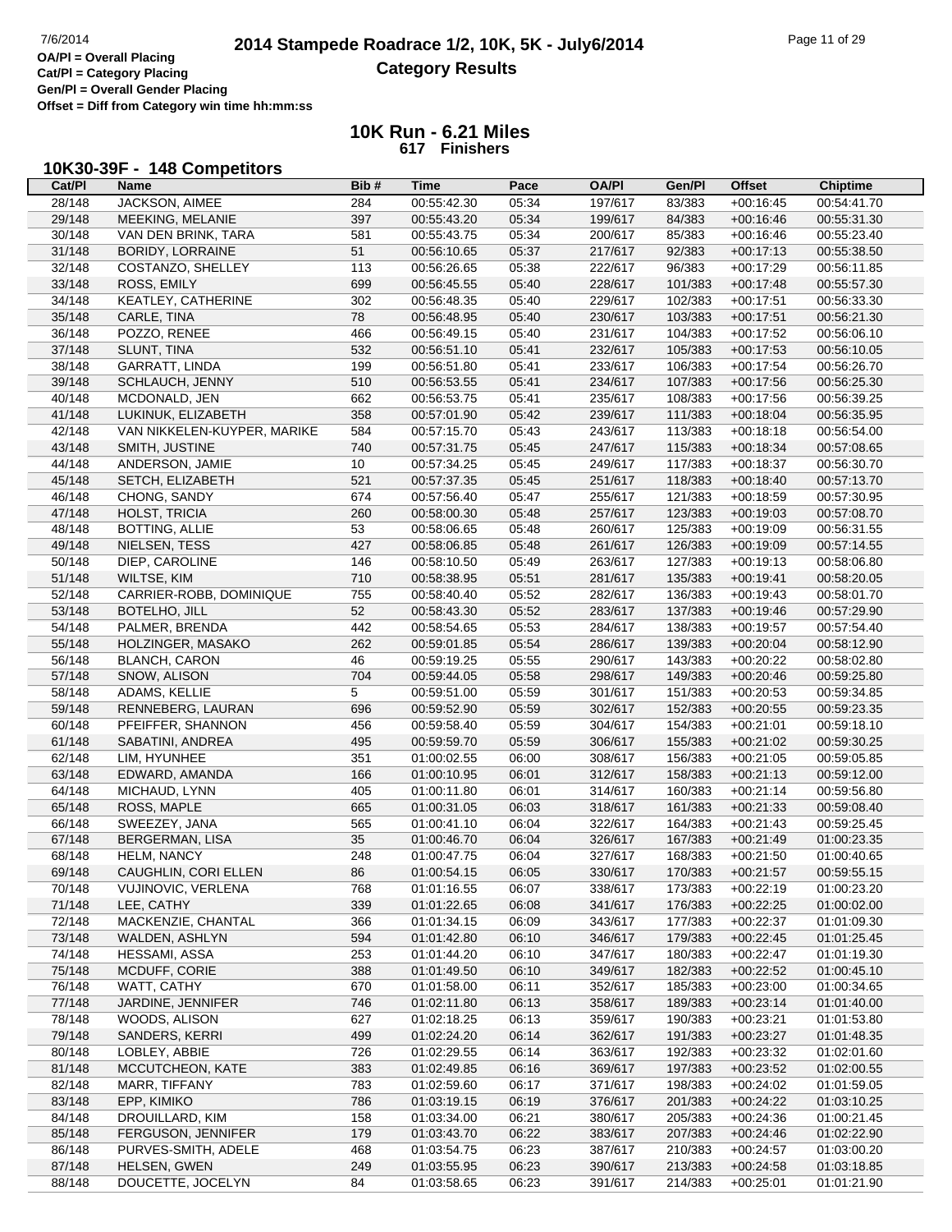# 2014 Stampede Roadrace 1/2, 10K, 5K - July6/2014

## Category Results

OA/Pl = Overall Placing
Cat/Pl = Category Placing
Gen/Pl = Overall Gender Placing
Offset = Diff from Category win time hh:mm:ss

### 10K Run - 6.21 Miles
**617 Finishers**

### 10K30-39F - 148 Competitors

| Cat/Pl | Name | Bib # | Time | Pace | OA/Pl | Gen/Pl | Offset | Chiptime |
|---|---|---|---|---|---|---|---|---|
| 28/148 | JACKSON, AIMEE | 284 | 00:55:42.30 | 05:34 | 197/617 | 83/383 | +00:16:45 | 00:54:41.70 |
| 29/148 | MEEKING, MELANIE | 397 | 00:55:43.20 | 05:34 | 199/617 | 84/383 | +00:16:46 | 00:55:31.30 |
| 30/148 | VAN DEN BRINK, TARA | 581 | 00:55:43.75 | 05:34 | 200/617 | 85/383 | +00:16:46 | 00:55:23.40 |
| 31/148 | BORIDY, LORRAINE | 51 | 00:56:10.65 | 05:37 | 217/617 | 92/383 | +00:17:13 | 00:55:38.50 |
| 32/148 | COSTANZO, SHELLEY | 113 | 00:56:26.65 | 05:38 | 222/617 | 96/383 | +00:17:29 | 00:56:11.85 |
| 33/148 | ROSS, EMILY | 699 | 00:56:45.55 | 05:40 | 228/617 | 101/383 | +00:17:48 | 00:55:57.30 |
| 34/148 | KEATLEY, CATHERINE | 302 | 00:56:48.35 | 05:40 | 229/617 | 102/383 | +00:17:51 | 00:56:33.30 |
| 35/148 | CARLE, TINA | 78 | 00:56:48.95 | 05:40 | 230/617 | 103/383 | +00:17:51 | 00:56:21.30 |
| 36/148 | POZZO, RENEE | 466 | 00:56:49.15 | 05:40 | 231/617 | 104/383 | +00:17:52 | 00:56:06.10 |
| 37/148 | SLUNT, TINA | 532 | 00:56:51.10 | 05:41 | 232/617 | 105/383 | +00:17:53 | 00:56:10.05 |
| 38/148 | GARRATT, LINDA | 199 | 00:56:51.80 | 05:41 | 233/617 | 106/383 | +00:17:54 | 00:56:26.70 |
| 39/148 | SCHLAUCH, JENNY | 510 | 00:56:53.55 | 05:41 | 234/617 | 107/383 | +00:17:56 | 00:56:25.30 |
| 40/148 | MCDONALD, JEN | 662 | 00:56:53.75 | 05:41 | 235/617 | 108/383 | +00:17:56 | 00:56:39.25 |
| 41/148 | LUKINUK, ELIZABETH | 358 | 00:57:01.90 | 05:42 | 239/617 | 111/383 | +00:18:04 | 00:56:35.95 |
| 42/148 | VAN NIKKELEN-KUYPER, MARIKE | 584 | 00:57:15.70 | 05:43 | 243/617 | 113/383 | +00:18:18 | 00:56:54.00 |
| 43/148 | SMITH, JUSTINE | 740 | 00:57:31.75 | 05:45 | 247/617 | 115/383 | +00:18:34 | 00:57:08.65 |
| 44/148 | ANDERSON, JAMIE | 10 | 00:57:34.25 | 05:45 | 249/617 | 117/383 | +00:18:37 | 00:56:30.70 |
| 45/148 | SETCH, ELIZABETH | 521 | 00:57:37.35 | 05:45 | 251/617 | 118/383 | +00:18:40 | 00:57:13.70 |
| 46/148 | CHONG, SANDY | 674 | 00:57:56.40 | 05:47 | 255/617 | 121/383 | +00:18:59 | 00:57:30.95 |
| 47/148 | HOLST, TRICIA | 260 | 00:58:00.30 | 05:48 | 257/617 | 123/383 | +00:19:03 | 00:57:08.70 |
| 48/148 | BOTTING, ALLIE | 53 | 00:58:06.65 | 05:48 | 260/617 | 125/383 | +00:19:09 | 00:56:31.55 |
| 49/148 | NIELSEN, TESS | 427 | 00:58:06.85 | 05:48 | 261/617 | 126/383 | +00:19:09 | 00:57:14.55 |
| 50/148 | DIEP, CAROLINE | 146 | 00:58:10.50 | 05:49 | 263/617 | 127/383 | +00:19:13 | 00:58:06.80 |
| 51/148 | WILTSE, KIM | 710 | 00:58:38.95 | 05:51 | 281/617 | 135/383 | +00:19:41 | 00:58:20.05 |
| 52/148 | CARRIER-ROBB, DOMINIQUE | 755 | 00:58:40.40 | 05:52 | 282/617 | 136/383 | +00:19:43 | 00:58:01.70 |
| 53/148 | BOTELHO, JILL | 52 | 00:58:43.30 | 05:52 | 283/617 | 137/383 | +00:19:46 | 00:57:29.90 |
| 54/148 | PALMER, BRENDA | 442 | 00:58:54.65 | 05:53 | 284/617 | 138/383 | +00:19:57 | 00:57:54.40 |
| 55/148 | HOLZINGER, MASAKO | 262 | 00:59:01.85 | 05:54 | 286/617 | 139/383 | +00:20:04 | 00:58:12.90 |
| 56/148 | BLANCH, CARON | 46 | 00:59:19.25 | 05:55 | 290/617 | 143/383 | +00:20:22 | 00:58:02.80 |
| 57/148 | SNOW, ALISON | 704 | 00:59:44.05 | 05:58 | 298/617 | 149/383 | +00:20:46 | 00:59:25.80 |
| 58/148 | ADAMS, KELLIE | 5 | 00:59:51.00 | 05:59 | 301/617 | 151/383 | +00:20:53 | 00:59:34.85 |
| 59/148 | RENNEBERG, LAURAN | 696 | 00:59:52.90 | 05:59 | 302/617 | 152/383 | +00:20:55 | 00:59:23.35 |
| 60/148 | PFEIFFER, SHANNON | 456 | 00:59:58.40 | 05:59 | 304/617 | 154/383 | +00:21:01 | 00:59:18.10 |
| 61/148 | SABATINI, ANDREA | 495 | 00:59:59.70 | 05:59 | 306/617 | 155/383 | +00:21:02 | 00:59:30.25 |
| 62/148 | LIM, HYUNHEE | 351 | 01:00:02.55 | 06:00 | 308/617 | 156/383 | +00:21:05 | 00:59:05.85 |
| 63/148 | EDWARD, AMANDA | 166 | 01:00:10.95 | 06:01 | 312/617 | 158/383 | +00:21:13 | 00:59:12.00 |
| 64/148 | MICHAUD, LYNN | 405 | 01:00:11.80 | 06:01 | 314/617 | 160/383 | +00:21:14 | 00:59:56.80 |
| 65/148 | ROSS, MAPLE | 665 | 01:00:31.05 | 06:03 | 318/617 | 161/383 | +00:21:33 | 00:59:08.40 |
| 66/148 | SWEEZEY, JANA | 565 | 01:00:41.10 | 06:04 | 322/617 | 164/383 | +00:21:43 | 00:59:25.45 |
| 67/148 | BERGERMAN, LISA | 35 | 01:00:46.70 | 06:04 | 326/617 | 167/383 | +00:21:49 | 01:00:23.35 |
| 68/148 | HELM, NANCY | 248 | 01:00:47.75 | 06:04 | 327/617 | 168/383 | +00:21:50 | 01:00:40.65 |
| 69/148 | CAUGHLIN, CORI ELLEN | 86 | 01:00:54.15 | 06:05 | 330/617 | 170/383 | +00:21:57 | 00:59:55.15 |
| 70/148 | VUJINOVIC, VERLENA | 768 | 01:01:16.55 | 06:07 | 338/617 | 173/383 | +00:22:19 | 01:00:23.20 |
| 71/148 | LEE, CATHY | 339 | 01:01:22.65 | 06:08 | 341/617 | 176/383 | +00:22:25 | 01:00:02.00 |
| 72/148 | MACKENZIE, CHANTAL | 366 | 01:01:34.15 | 06:09 | 343/617 | 177/383 | +00:22:37 | 01:01:09.30 |
| 73/148 | WALDEN, ASHLYN | 594 | 01:01:42.80 | 06:10 | 346/617 | 179/383 | +00:22:45 | 01:01:25.45 |
| 74/148 | HESSAMI, ASSA | 253 | 01:01:44.20 | 06:10 | 347/617 | 180/383 | +00:22:47 | 01:01:19.30 |
| 75/148 | MCDUFF, CORIE | 388 | 01:01:49.50 | 06:10 | 349/617 | 182/383 | +00:22:52 | 01:00:45.10 |
| 76/148 | WATT, CATHY | 670 | 01:01:58.00 | 06:11 | 352/617 | 185/383 | +00:23:00 | 01:00:34.65 |
| 77/148 | JARDINE, JENNIFER | 746 | 01:02:11.80 | 06:13 | 358/617 | 189/383 | +00:23:14 | 01:01:40.00 |
| 78/148 | WOODS, ALISON | 627 | 01:02:18.25 | 06:13 | 359/617 | 190/383 | +00:23:21 | 01:01:53.80 |
| 79/148 | SANDERS, KERRI | 499 | 01:02:24.20 | 06:14 | 362/617 | 191/383 | +00:23:27 | 01:01:48.35 |
| 80/148 | LOBLEY, ABBIE | 726 | 01:02:29.55 | 06:14 | 363/617 | 192/383 | +00:23:32 | 01:02:01.60 |
| 81/148 | MCCUTCHEON, KATE | 383 | 01:02:49.85 | 06:16 | 369/617 | 197/383 | +00:23:52 | 01:02:00.55 |
| 82/148 | MARR, TIFFANY | 783 | 01:02:59.60 | 06:17 | 371/617 | 198/383 | +00:24:02 | 01:01:59.05 |
| 83/148 | EPP, KIMIKO | 786 | 01:03:19.15 | 06:19 | 376/617 | 201/383 | +00:24:22 | 01:03:10.25 |
| 84/148 | DROUILLARD, KIM | 158 | 01:03:34.00 | 06:21 | 380/617 | 205/383 | +00:24:36 | 01:00:21.45 |
| 85/148 | FERGUSON, JENNIFER | 179 | 01:03:43.70 | 06:22 | 383/617 | 207/383 | +00:24:46 | 01:02:22.90 |
| 86/148 | PURVES-SMITH, ADELE | 468 | 01:03:54.75 | 06:23 | 387/617 | 210/383 | +00:24:57 | 01:03:00.20 |
| 87/148 | HELSEN, GWEN | 249 | 01:03:55.95 | 06:23 | 390/617 | 213/383 | +00:24:58 | 01:03:18.85 |
| 88/148 | DOUCETTE, JOCELYN | 84 | 01:03:58.65 | 06:23 | 391/617 | 214/383 | +00:25:01 | 01:01:21.90 |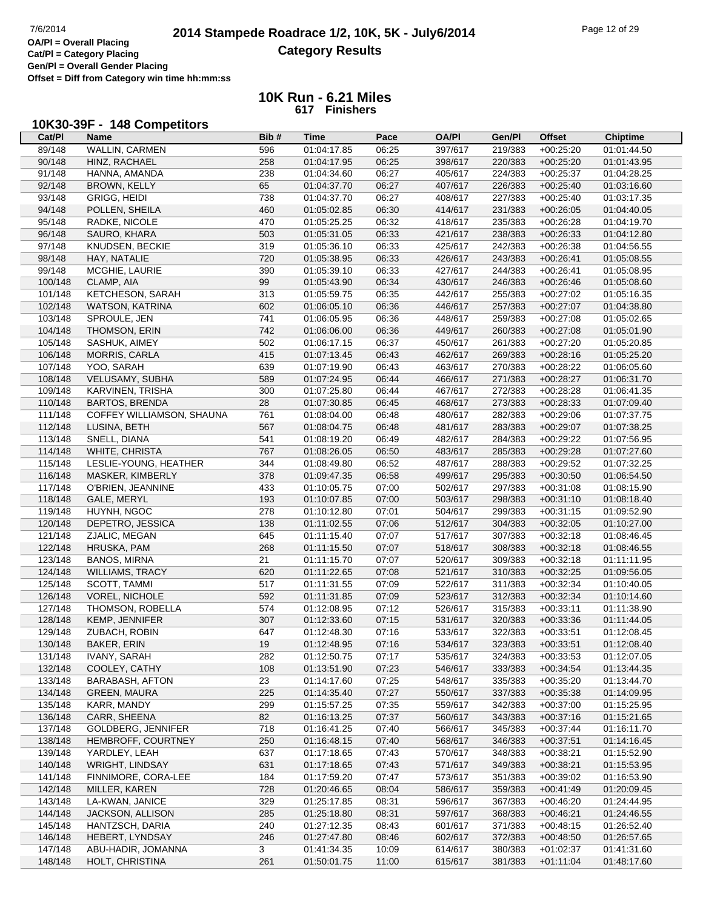# 2014 Stampede Roadrace 1/2, 10K, 5K - July6/2014

## Category Results

OA/Pl = Overall Placing
Cat/Pl = Category Placing
Gen/Pl = Overall Gender Placing
Offset = Diff from Category win time hh:mm:ss

### 10K Run - 6.21 Miles
**617 Finishers**

### 10K30-39F - 148 Competitors

| Cat/Pl | Name | Bib # | Time | Pace | OA/Pl | Gen/Pl | Offset | Chiptime |
|---|---|---|---|---|---|---|---|---|
| 89/148 | WALLIN, CARMEN | 596 | 01:04:17.85 | 06:25 | 397/617 | 219/383 | +00:25:20 | 01:01:44.50 |
| 90/148 | HINZ, RACHAEL | 258 | 01:04:17.95 | 06:25 | 398/617 | 220/383 | +00:25:20 | 01:01:43.95 |
| 91/148 | HANNA, AMANDA | 238 | 01:04:34.60 | 06:27 | 405/617 | 224/383 | +00:25:37 | 01:04:28.25 |
| 92/148 | BROWN, KELLY | 65 | 01:04:37.70 | 06:27 | 407/617 | 226/383 | +00:25:40 | 01:03:16.60 |
| 93/148 | GRIGG, HEIDI | 738 | 01:04:37.70 | 06:27 | 408/617 | 227/383 | +00:25:40 | 01:03:17.35 |
| 94/148 | POLLEN, SHEILA | 460 | 01:05:02.85 | 06:30 | 414/617 | 231/383 | +00:26:05 | 01:04:40.05 |
| 95/148 | RADKE, NICOLE | 470 | 01:05:25.25 | 06:32 | 418/617 | 235/383 | +00:26:28 | 01:04:19.70 |
| 96/148 | SAURO, KHARA | 503 | 01:05:31.05 | 06:33 | 421/617 | 238/383 | +00:26:33 | 01:04:12.80 |
| 97/148 | KNUDSEN, BECKIE | 319 | 01:05:36.10 | 06:33 | 425/617 | 242/383 | +00:26:38 | 01:04:56.55 |
| 98/148 | HAY, NATALIE | 720 | 01:05:38.95 | 06:33 | 426/617 | 243/383 | +00:26:41 | 01:05:08.55 |
| 99/148 | MCGHIE, LAURIE | 390 | 01:05:39.10 | 06:33 | 427/617 | 244/383 | +00:26:41 | 01:05:08.95 |
| 100/148 | CLAMP, AIA | 99 | 01:05:43.90 | 06:34 | 430/617 | 246/383 | +00:26:46 | 01:05:08.60 |
| 101/148 | KETCHESON, SARAH | 313 | 01:05:59.75 | 06:35 | 442/617 | 255/383 | +00:27:02 | 01:05:16.35 |
| 102/148 | WATSON, KATRINA | 602 | 01:06:05.10 | 06:36 | 446/617 | 257/383 | +00:27:07 | 01:04:38.80 |
| 103/148 | SPROULE, JEN | 741 | 01:06:05.95 | 06:36 | 448/617 | 259/383 | +00:27:08 | 01:05:02.65 |
| 104/148 | THOMSON, ERIN | 742 | 01:06:06.00 | 06:36 | 449/617 | 260/383 | +00:27:08 | 01:05:01.90 |
| 105/148 | SASHUK, AIMEY | 502 | 01:06:17.15 | 06:37 | 450/617 | 261/383 | +00:27:20 | 01:05:20.85 |
| 106/148 | MORRIS, CARLA | 415 | 01:07:13.45 | 06:43 | 462/617 | 269/383 | +00:28:16 | 01:05:25.20 |
| 107/148 | YOO, SARAH | 639 | 01:07:19.90 | 06:43 | 463/617 | 270/383 | +00:28:22 | 01:06:05.60 |
| 108/148 | VELUSAMY, SUBHA | 589 | 01:07:24.95 | 06:44 | 466/617 | 271/383 | +00:28:27 | 01:06:31.70 |
| 109/148 | KARVINEN, TRISHA | 300 | 01:07:25.80 | 06:44 | 467/617 | 272/383 | +00:28:28 | 01:06:41.35 |
| 110/148 | BARTOS, BRENDA | 28 | 01:07:30.85 | 06:45 | 468/617 | 273/383 | +00:28:33 | 01:07:09.40 |
| 111/148 | COFFEY WILLIAMSON, SHAUNA | 761 | 01:08:04.00 | 06:48 | 480/617 | 282/383 | +00:29:06 | 01:07:37.75 |
| 112/148 | LUSINA, BETH | 567 | 01:08:04.75 | 06:48 | 481/617 | 283/383 | +00:29:07 | 01:07:38.25 |
| 113/148 | SNELL, DIANA | 541 | 01:08:19.20 | 06:49 | 482/617 | 284/383 | +00:29:22 | 01:07:56.95 |
| 114/148 | WHITE, CHRISTA | 767 | 01:08:26.05 | 06:50 | 483/617 | 285/383 | +00:29:28 | 01:07:27.60 |
| 115/148 | LESLIE-YOUNG, HEATHER | 344 | 01:08:49.80 | 06:52 | 487/617 | 288/383 | +00:29:52 | 01:07:32.25 |
| 116/148 | MASKER, KIMBERLY | 378 | 01:09:47.35 | 06:58 | 499/617 | 295/383 | +00:30:50 | 01:06:54.50 |
| 117/148 | O'BRIEN, JEANNINE | 433 | 01:10:05.75 | 07:00 | 502/617 | 297/383 | +00:31:08 | 01:08:15.90 |
| 118/148 | GALE, MERYL | 193 | 01:10:07.85 | 07:00 | 503/617 | 298/383 | +00:31:10 | 01:08:18.40 |
| 119/148 | HUYNH, NGOC | 278 | 01:10:12.80 | 07:01 | 504/617 | 299/383 | +00:31:15 | 01:09:52.90 |
| 120/148 | DEPETRO, JESSICA | 138 | 01:11:02.55 | 07:06 | 512/617 | 304/383 | +00:32:05 | 01:10:27.00 |
| 121/148 | ZJALIC, MEGAN | 645 | 01:11:15.40 | 07:07 | 517/617 | 307/383 | +00:32:18 | 01:08:46.45 |
| 122/148 | HRUSKA, PAM | 268 | 01:11:15.50 | 07:07 | 518/617 | 308/383 | +00:32:18 | 01:08:46.55 |
| 123/148 | BANOS, MIRNA | 21 | 01:11:15.70 | 07:07 | 520/617 | 309/383 | +00:32:18 | 01:11:11.95 |
| 124/148 | WILLIAMS, TRACY | 620 | 01:11:22.65 | 07:08 | 521/617 | 310/383 | +00:32:25 | 01:09:56.05 |
| 125/148 | SCOTT, TAMMI | 517 | 01:11:31.55 | 07:09 | 522/617 | 311/383 | +00:32:34 | 01:10:40.05 |
| 126/148 | VOREL, NICHOLE | 592 | 01:11:31.85 | 07:09 | 523/617 | 312/383 | +00:32:34 | 01:10:14.60 |
| 127/148 | THOMSON, ROBELLA | 574 | 01:12:08.95 | 07:12 | 526/617 | 315/383 | +00:33:11 | 01:11:38.90 |
| 128/148 | KEMP, JENNIFER | 307 | 01:12:33.60 | 07:15 | 531/617 | 320/383 | +00:33:36 | 01:11:44.05 |
| 129/148 | ZUBACH, ROBIN | 647 | 01:12:48.30 | 07:16 | 533/617 | 322/383 | +00:33:51 | 01:12:08.45 |
| 130/148 | BAKER, ERIN | 19 | 01:12:48.95 | 07:16 | 534/617 | 323/383 | +00:33:51 | 01:12:08.40 |
| 131/148 | IVANY, SARAH | 282 | 01:12:50.75 | 07:17 | 535/617 | 324/383 | +00:33:53 | 01:12:07.05 |
| 132/148 | COOLEY, CATHY | 108 | 01:13:51.90 | 07:23 | 546/617 | 333/383 | +00:34:54 | 01:13:44.35 |
| 133/148 | BARABASH, AFTON | 23 | 01:14:17.60 | 07:25 | 548/617 | 335/383 | +00:35:20 | 01:13:44.70 |
| 134/148 | GREEN, MAURA | 225 | 01:14:35.40 | 07:27 | 550/617 | 337/383 | +00:35:38 | 01:14:09.95 |
| 135/148 | KARR, MANDY | 299 | 01:15:57.25 | 07:35 | 559/617 | 342/383 | +00:37:00 | 01:15:25.95 |
| 136/148 | CARR, SHEENA | 82 | 01:16:13.25 | 07:37 | 560/617 | 343/383 | +00:37:16 | 01:15:21.65 |
| 137/148 | GOLDBERG, JENNIFER | 718 | 01:16:41.25 | 07:40 | 566/617 | 345/383 | +00:37:44 | 01:16:11.70 |
| 138/148 | HEMBROFF, COURTNEY | 250 | 01:16:48.15 | 07:40 | 568/617 | 346/383 | +00:37:51 | 01:14:16.45 |
| 139/148 | YARDLEY, LEAH | 637 | 01:17:18.65 | 07:43 | 570/617 | 348/383 | +00:38:21 | 01:15:52.90 |
| 140/148 | WRIGHT, LINDSAY | 631 | 01:17:18.65 | 07:43 | 571/617 | 349/383 | +00:38:21 | 01:15:53.95 |
| 141/148 | FINNIMORE, CORA-LEE | 184 | 01:17:59.20 | 07:47 | 573/617 | 351/383 | +00:39:02 | 01:16:53.90 |
| 142/148 | MILLER, KAREN | 728 | 01:20:46.65 | 08:04 | 586/617 | 359/383 | +00:41:49 | 01:20:09.45 |
| 143/148 | LA-KWAN, JANICE | 329 | 01:25:17.85 | 08:31 | 596/617 | 367/383 | +00:46:20 | 01:24:44.95 |
| 144/148 | JACKSON, ALLISON | 285 | 01:25:18.80 | 08:31 | 597/617 | 368/383 | +00:46:21 | 01:24:46.55 |
| 145/148 | HANTZSCH, DARIA | 240 | 01:27:12.35 | 08:43 | 601/617 | 371/383 | +00:48:15 | 01:26:52.40 |
| 146/148 | HEBERT, LYNDSAY | 246 | 01:27:47.80 | 08:46 | 602/617 | 372/383 | +00:48:50 | 01:26:57.65 |
| 147/148 | ABU-HADIR, JOMANNA | 3 | 01:41:34.35 | 10:09 | 614/617 | 380/383 | +01:02:37 | 01:41:31.60 |
| 148/148 | HOLT, CHRISTINA | 261 | 01:50:01.75 | 11:00 | 615/617 | 381/383 | +01:11:04 | 01:48:17.60 |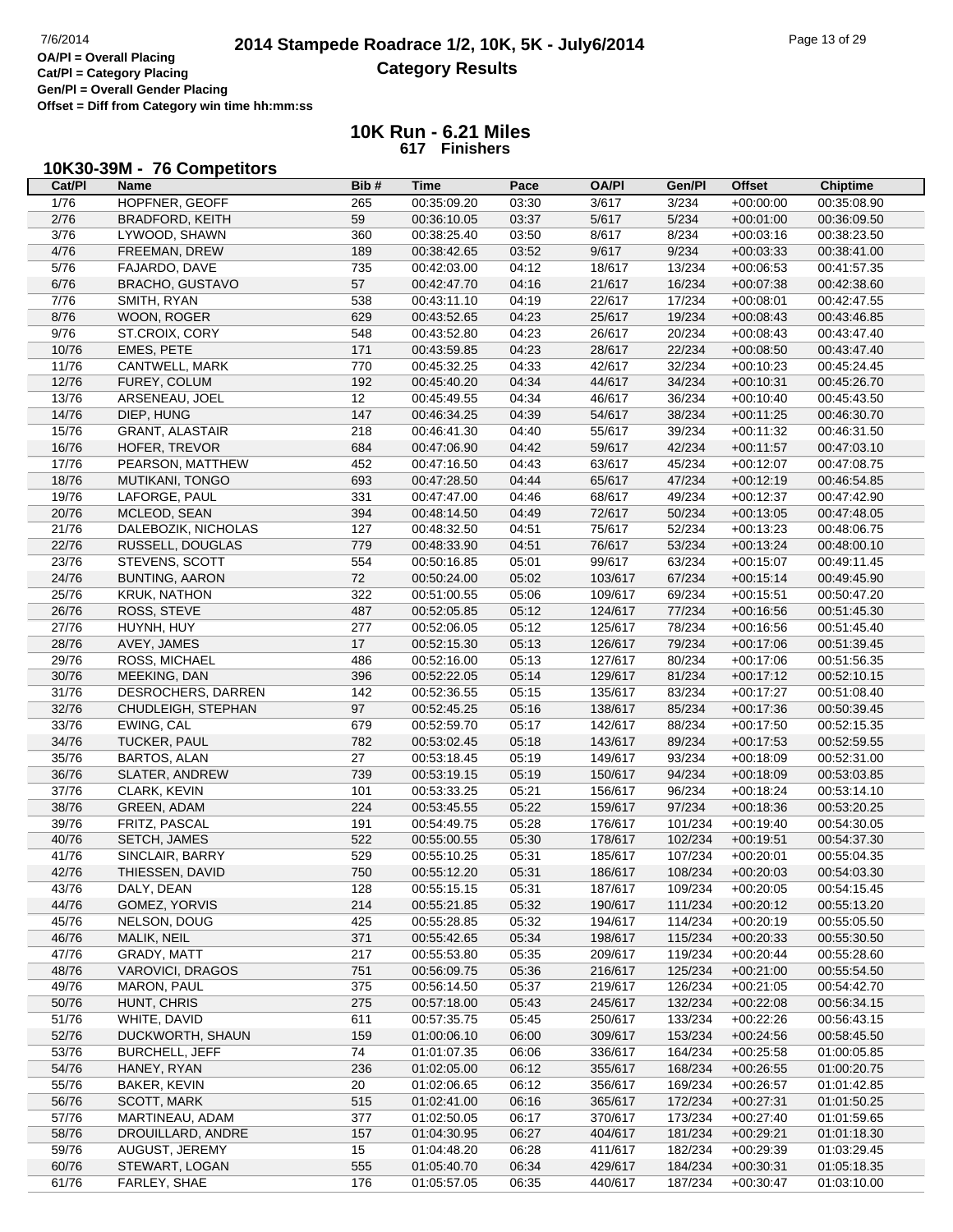# 2014 Stampede Roadrace 1/2, 10K, 5K - July6/2014

## Category Results

OA/Pl = Overall Placing
Cat/Pl = Category Placing
Gen/Pl = Overall Gender Placing
Offset = Diff from Category win time hh:mm:ss

### 10K Run - 6.21 Miles
**617 Finishers**

### 10K30-39M - 76 Competitors

| Cat/Pl | Name | Bib # | Time | Pace | OA/Pl | Gen/Pl | Offset | Chiptime |
|---|---|---|---|---|---|---|---|---|
| 1/76 | HOPFNER, GEOFF | 265 | 00:35:09.20 | 03:30 | 3/617 | 3/234 | +00:00:00 | 00:35:08.90 |
| 2/76 | BRADFORD, KEITH | 59 | 00:36:10.05 | 03:37 | 5/617 | 5/234 | +00:01:00 | 00:36:09.50 |
| 3/76 | LYWOOD, SHAWN | 360 | 00:38:25.40 | 03:50 | 8/617 | 8/234 | +00:03:16 | 00:38:23.50 |
| 4/76 | FREEMAN, DREW | 189 | 00:38:42.65 | 03:52 | 9/617 | 9/234 | +00:03:33 | 00:38:41.00 |
| 5/76 | FAJARDO, DAVE | 735 | 00:42:03.00 | 04:12 | 18/617 | 13/234 | +00:06:53 | 00:41:57.35 |
| 6/76 | BRACHO, GUSTAVO | 57 | 00:42:47.70 | 04:16 | 21/617 | 16/234 | +00:07:38 | 00:42:38.60 |
| 7/76 | SMITH, RYAN | 538 | 00:43:11.10 | 04:19 | 22/617 | 17/234 | +00:08:01 | 00:42:47.55 |
| 8/76 | WOON, ROGER | 629 | 00:43:52.65 | 04:23 | 25/617 | 19/234 | +00:08:43 | 00:43:46.85 |
| 9/76 | ST.CROIX, CORY | 548 | 00:43:52.80 | 04:23 | 26/617 | 20/234 | +00:08:43 | 00:43:47.40 |
| 10/76 | EMES, PETE | 171 | 00:43:59.85 | 04:23 | 28/617 | 22/234 | +00:08:50 | 00:43:47.40 |
| 11/76 | CANTWELL, MARK | 770 | 00:45:32.25 | 04:33 | 42/617 | 32/234 | +00:10:23 | 00:45:24.45 |
| 12/76 | FUREY, COLUM | 192 | 00:45:40.20 | 04:34 | 44/617 | 34/234 | +00:10:31 | 00:45:26.70 |
| 13/76 | ARSENEAU, JOEL | 12 | 00:45:49.55 | 04:34 | 46/617 | 36/234 | +00:10:40 | 00:45:43.50 |
| 14/76 | DIEP, HUNG | 147 | 00:46:34.25 | 04:39 | 54/617 | 38/234 | +00:11:25 | 00:46:30.70 |
| 15/76 | GRANT, ALASTAIR | 218 | 00:46:41.30 | 04:40 | 55/617 | 39/234 | +00:11:32 | 00:46:31.50 |
| 16/76 | HOFER, TREVOR | 684 | 00:47:06.90 | 04:42 | 59/617 | 42/234 | +00:11:57 | 00:47:03.10 |
| 17/76 | PEARSON, MATTHEW | 452 | 00:47:16.50 | 04:43 | 63/617 | 45/234 | +00:12:07 | 00:47:08.75 |
| 18/76 | MUTIKANI, TONGO | 693 | 00:47:28.50 | 04:44 | 65/617 | 47/234 | +00:12:19 | 00:46:54.85 |
| 19/76 | LAFORGE, PAUL | 331 | 00:47:47.00 | 04:46 | 68/617 | 49/234 | +00:12:37 | 00:47:42.90 |
| 20/76 | MCLEOD, SEAN | 394 | 00:48:14.50 | 04:49 | 72/617 | 50/234 | +00:13:05 | 00:47:48.05 |
| 21/76 | DALEBOZIK, NICHOLAS | 127 | 00:48:32.50 | 04:51 | 75/617 | 52/234 | +00:13:23 | 00:48:06.75 |
| 22/76 | RUSSELL, DOUGLAS | 779 | 00:48:33.90 | 04:51 | 76/617 | 53/234 | +00:13:24 | 00:48:00.10 |
| 23/76 | STEVENS, SCOTT | 554 | 00:50:16.85 | 05:01 | 99/617 | 63/234 | +00:15:07 | 00:49:11.45 |
| 24/76 | BUNTING, AARON | 72 | 00:50:24.00 | 05:02 | 103/617 | 67/234 | +00:15:14 | 00:49:45.90 |
| 25/76 | KRUK, NATHON | 322 | 00:51:00.55 | 05:06 | 109/617 | 69/234 | +00:15:51 | 00:50:47.20 |
| 26/76 | ROSS, STEVE | 487 | 00:52:05.85 | 05:12 | 124/617 | 77/234 | +00:16:56 | 00:51:45.30 |
| 27/76 | HUYNH, HUY | 277 | 00:52:06.05 | 05:12 | 125/617 | 78/234 | +00:16:56 | 00:51:45.40 |
| 28/76 | AVEY, JAMES | 17 | 00:52:15.30 | 05:13 | 126/617 | 79/234 | +00:17:06 | 00:51:39.45 |
| 29/76 | ROSS, MICHAEL | 486 | 00:52:16.00 | 05:13 | 127/617 | 80/234 | +00:17:06 | 00:51:56.35 |
| 30/76 | MEEKING, DAN | 396 | 00:52:22.05 | 05:14 | 129/617 | 81/234 | +00:17:12 | 00:52:10.15 |
| 31/76 | DESROCHERS, DARREN | 142 | 00:52:36.55 | 05:15 | 135/617 | 83/234 | +00:17:27 | 00:51:08.40 |
| 32/76 | CHUDLEIGH, STEPHAN | 97 | 00:52:45.25 | 05:16 | 138/617 | 85/234 | +00:17:36 | 00:50:39.45 |
| 33/76 | EWING, CAL | 679 | 00:52:59.70 | 05:17 | 142/617 | 88/234 | +00:17:50 | 00:52:15.35 |
| 34/76 | TUCKER, PAUL | 782 | 00:53:02.45 | 05:18 | 143/617 | 89/234 | +00:17:53 | 00:52:59.55 |
| 35/76 | BARTOS, ALAN | 27 | 00:53:18.45 | 05:19 | 149/617 | 93/234 | +00:18:09 | 00:52:31.00 |
| 36/76 | SLATER, ANDREW | 739 | 00:53:19.15 | 05:19 | 150/617 | 94/234 | +00:18:09 | 00:53:03.85 |
| 37/76 | CLARK, KEVIN | 101 | 00:53:33.25 | 05:21 | 156/617 | 96/234 | +00:18:24 | 00:53:14.10 |
| 38/76 | GREEN, ADAM | 224 | 00:53:45.55 | 05:22 | 159/617 | 97/234 | +00:18:36 | 00:53:20.25 |
| 39/76 | FRITZ, PASCAL | 191 | 00:54:49.75 | 05:28 | 176/617 | 101/234 | +00:19:40 | 00:54:30.05 |
| 40/76 | SETCH, JAMES | 522 | 00:55:00.55 | 05:30 | 178/617 | 102/234 | +00:19:51 | 00:54:37.30 |
| 41/76 | SINCLAIR, BARRY | 529 | 00:55:10.25 | 05:31 | 185/617 | 107/234 | +00:20:01 | 00:55:04.35 |
| 42/76 | THIESSEN, DAVID | 750 | 00:55:12.20 | 05:31 | 186/617 | 108/234 | +00:20:03 | 00:54:03.30 |
| 43/76 | DALY, DEAN | 128 | 00:55:15.15 | 05:31 | 187/617 | 109/234 | +00:20:05 | 00:54:15.45 |
| 44/76 | GOMEZ, YORVIS | 214 | 00:55:21.85 | 05:32 | 190/617 | 111/234 | +00:20:12 | 00:55:13.20 |
| 45/76 | NELSON, DOUG | 425 | 00:55:28.85 | 05:32 | 194/617 | 114/234 | +00:20:19 | 00:55:05.50 |
| 46/76 | MALIK, NEIL | 371 | 00:55:42.65 | 05:34 | 198/617 | 115/234 | +00:20:33 | 00:55:30.50 |
| 47/76 | GRADY, MATT | 217 | 00:55:53.80 | 05:35 | 209/617 | 119/234 | +00:20:44 | 00:55:28.60 |
| 48/76 | VAROVICI, DRAGOS | 751 | 00:56:09.75 | 05:36 | 216/617 | 125/234 | +00:21:00 | 00:55:54.50 |
| 49/76 | MARON, PAUL | 375 | 00:56:14.50 | 05:37 | 219/617 | 126/234 | +00:21:05 | 00:54:42.70 |
| 50/76 | HUNT, CHRIS | 275 | 00:57:18.00 | 05:43 | 245/617 | 132/234 | +00:22:08 | 00:56:34.15 |
| 51/76 | WHITE, DAVID | 611 | 00:57:35.75 | 05:45 | 250/617 | 133/234 | +00:22:26 | 00:56:43.15 |
| 52/76 | DUCKWORTH, SHAUN | 159 | 01:00:06.10 | 06:00 | 309/617 | 153/234 | +00:24:56 | 00:58:45.50 |
| 53/76 | BURCHELL, JEFF | 74 | 01:01:07.35 | 06:06 | 336/617 | 164/234 | +00:25:58 | 01:00:05.85 |
| 54/76 | HANEY, RYAN | 236 | 01:02:05.00 | 06:12 | 355/617 | 168/234 | +00:26:55 | 01:00:20.75 |
| 55/76 | BAKER, KEVIN | 20 | 01:02:06.65 | 06:12 | 356/617 | 169/234 | +00:26:57 | 01:01:42.85 |
| 56/76 | SCOTT, MARK | 515 | 01:02:41.00 | 06:16 | 365/617 | 172/234 | +00:27:31 | 01:01:50.25 |
| 57/76 | MARTINEAU, ADAM | 377 | 01:02:50.05 | 06:17 | 370/617 | 173/234 | +00:27:40 | 01:01:59.65 |
| 58/76 | DROUILLARD, ANDRE | 157 | 01:04:30.95 | 06:27 | 404/617 | 181/234 | +00:29:21 | 01:01:18.30 |
| 59/76 | AUGUST, JEREMY | 15 | 01:04:48.20 | 06:28 | 411/617 | 182/234 | +00:29:39 | 01:03:29.45 |
| 60/76 | STEWART, LOGAN | 555 | 01:05:40.70 | 06:34 | 429/617 | 184/234 | +00:30:31 | 01:05:18.35 |
| 61/76 | FARLEY, SHAE | 176 | 01:05:57.05 | 06:35 | 440/617 | 187/234 | +00:30:47 | 01:03:10.00 |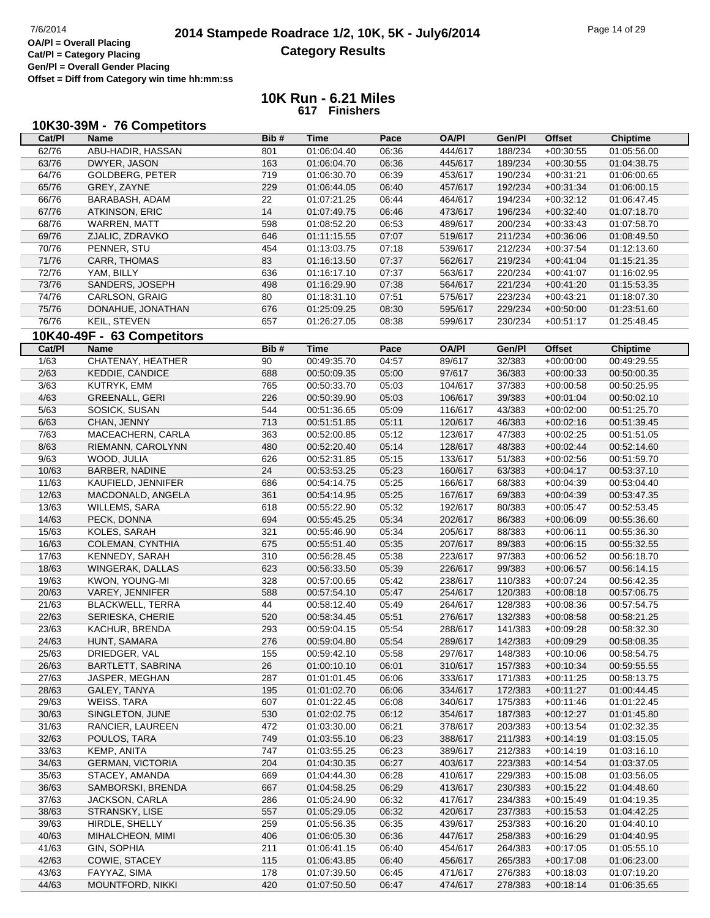# 2014 Stampede Roadrace 1/2, 10K, 5K - July6/2014

## Category Results

7/6/2014

OA/Pl = Overall Placing
Cat/Pl = Category Placing
Gen/Pl = Overall Gender Placing
Offset = Diff from Category win time hh:mm:ss

### 10K Run - 6.21 Miles
**617 Finishers**

### 10K30-39M - 76 Competitors

| Cat/Pl | Name | Bib # | Time | Pace | OA/Pl | Gen/Pl | Offset | Chiptime |
|---|---|---|---|---|---|---|---|---|
| 62/76 | ABU-HADIR, HASSAN | 801 | 01:06:04.40 | 06:36 | 444/617 | 188/234 | +00:30:55 | 01:05:56.00 |
| 63/76 | DWYER, JASON | 163 | 01:06:04.70 | 06:36 | 445/617 | 189/234 | +00:30:55 | 01:04:38.75 |
| 64/76 | GOLDBERG, PETER | 719 | 01:06:30.70 | 06:39 | 453/617 | 190/234 | +00:31:21 | 01:06:00.65 |
| 65/76 | GREY, ZAYNE | 229 | 01:06:44.05 | 06:40 | 457/617 | 192/234 | +00:31:34 | 01:06:00.15 |
| 66/76 | BARABASH, ADAM | 22 | 01:07:21.25 | 06:44 | 464/617 | 194/234 | +00:32:12 | 01:06:47.45 |
| 67/76 | ATKINSON, ERIC | 14 | 01:07:49.75 | 06:46 | 473/617 | 196/234 | +00:32:40 | 01:07:18.70 |
| 68/76 | WARREN, MATT | 598 | 01:08:52.20 | 06:53 | 489/617 | 200/234 | +00:33:43 | 01:07:58.70 |
| 69/76 | ZJALIC, ZDRAVKO | 646 | 01:11:15.55 | 07:07 | 519/617 | 211/234 | +00:36:06 | 01:08:49.50 |
| 70/76 | PENNER, STU | 454 | 01:13:03.75 | 07:18 | 539/617 | 212/234 | +00:37:54 | 01:12:13.60 |
| 71/76 | CARR, THOMAS | 83 | 01:16:13.50 | 07:37 | 562/617 | 219/234 | +00:41:04 | 01:15:21.35 |
| 72/76 | YAM, BILLY | 636 | 01:16:17.10 | 07:37 | 563/617 | 220/234 | +00:41:07 | 01:16:02.95 |
| 73/76 | SANDERS, JOSEPH | 498 | 01:16:29.90 | 07:38 | 564/617 | 221/234 | +00:41:20 | 01:15:53.35 |
| 74/76 | CARLSON, GRAIG | 80 | 01:18:31.10 | 07:51 | 575/617 | 223/234 | +00:43:21 | 01:18:07.30 |
| 75/76 | DONAHUE, JONATHAN | 676 | 01:25:09.25 | 08:30 | 595/617 | 229/234 | +00:50:00 | 01:23:51.60 |
| 76/76 | KEIL, STEVEN | 657 | 01:26:27.05 | 08:38 | 599/617 | 230/234 | +00:51:17 | 01:25:48.45 |

### 10K40-49F - 63 Competitors

| Cat/Pl | Name | Bib # | Time | Pace | OA/Pl | Gen/Pl | Offset | Chiptime |
|---|---|---|---|---|---|---|---|---|
| 1/63 | CHATENAY, HEATHER | 90 | 00:49:35.70 | 04:57 | 89/617 | 32/383 | +00:00:00 | 00:49:29.55 |
| 2/63 | KEDDIE, CANDICE | 688 | 00:50:09.35 | 05:00 | 97/617 | 36/383 | +00:00:33 | 00:50:00.35 |
| 3/63 | KUTRYK, EMM | 765 | 00:50:33.70 | 05:03 | 104/617 | 37/383 | +00:00:58 | 00:50:25.95 |
| 4/63 | GREENALL, GERI | 226 | 00:50:39.90 | 05:03 | 106/617 | 39/383 | +00:01:04 | 00:50:02.10 |
| 5/63 | SOSICK, SUSAN | 544 | 00:51:36.65 | 05:09 | 116/617 | 43/383 | +00:02:00 | 00:51:25.70 |
| 6/63 | CHAN, JENNY | 713 | 00:51:51.85 | 05:11 | 120/617 | 46/383 | +00:02:16 | 00:51:39.45 |
| 7/63 | MACEACHERN, CARLA | 363 | 00:52:00.85 | 05:12 | 123/617 | 47/383 | +00:02:25 | 00:51:51.05 |
| 8/63 | RIEMANN, CAROLYNN | 480 | 00:52:20.40 | 05:14 | 128/617 | 48/383 | +00:02:44 | 00:52:14.60 |
| 9/63 | WOOD, JULIA | 626 | 00:52:31.85 | 05:15 | 133/617 | 51/383 | +00:02:56 | 00:51:59.70 |
| 10/63 | BARBER, NADINE | 24 | 00:53:53.25 | 05:23 | 160/617 | 63/383 | +00:04:17 | 00:53:37.10 |
| 11/63 | KAUFIELD, JENNIFER | 686 | 00:54:14.75 | 05:25 | 166/617 | 68/383 | +00:04:39 | 00:53:04.40 |
| 12/63 | MACDONALD, ANGELA | 361 | 00:54:14.95 | 05:25 | 167/617 | 69/383 | +00:04:39 | 00:53:47.35 |
| 13/63 | WILLEMS, SARA | 618 | 00:55:22.90 | 05:32 | 192/617 | 80/383 | +00:05:47 | 00:52:53.45 |
| 14/63 | PECK, DONNA | 694 | 00:55:45.25 | 05:34 | 202/617 | 86/383 | +00:06:09 | 00:55:36.60 |
| 15/63 | KOLES, SARAH | 321 | 00:55:46.90 | 05:34 | 205/617 | 88/383 | +00:06:11 | 00:55:36.30 |
| 16/63 | COLEMAN, CYNTHIA | 675 | 00:55:51.40 | 05:35 | 207/617 | 89/383 | +00:06:15 | 00:55:32.55 |
| 17/63 | KENNEDY, SARAH | 310 | 00:56:28.45 | 05:38 | 223/617 | 97/383 | +00:06:52 | 00:56:18.70 |
| 18/63 | WINGERAK, DALLAS | 623 | 00:56:33.50 | 05:39 | 226/617 | 99/383 | +00:06:57 | 00:56:14.15 |
| 19/63 | KWON, YOUNG-MI | 328 | 00:57:00.65 | 05:42 | 238/617 | 110/383 | +00:07:24 | 00:56:42.35 |
| 20/63 | VAREY, JENNIFER | 588 | 00:57:54.10 | 05:47 | 254/617 | 120/383 | +00:08:18 | 00:57:06.75 |
| 21/63 | BLACKWELL, TERRA | 44 | 00:58:12.40 | 05:49 | 264/617 | 128/383 | +00:08:36 | 00:57:54.75 |
| 22/63 | SERIESKA, CHERIE | 520 | 00:58:34.45 | 05:51 | 276/617 | 132/383 | +00:08:58 | 00:58:21.25 |
| 23/63 | KACHUR, BRENDA | 293 | 00:59:04.15 | 05:54 | 288/617 | 141/383 | +00:09:28 | 00:58:32.30 |
| 24/63 | HUNT, SAMARA | 276 | 00:59:04.80 | 05:54 | 289/617 | 142/383 | +00:09:29 | 00:58:08.35 |
| 25/63 | DRIEDGER, VAL | 155 | 00:59:42.10 | 05:58 | 297/617 | 148/383 | +00:10:06 | 00:58:54.75 |
| 26/63 | BARTLETT, SABRINA | 26 | 01:00:10.10 | 06:01 | 310/617 | 157/383 | +00:10:34 | 00:59:55.55 |
| 27/63 | JASPER, MEGHAN | 287 | 01:01:01.45 | 06:06 | 333/617 | 171/383 | +00:11:25 | 00:58:13.75 |
| 28/63 | GALEY, TANYA | 195 | 01:01:02.70 | 06:06 | 334/617 | 172/383 | +00:11:27 | 01:00:44.45 |
| 29/63 | WEISS, TARA | 607 | 01:01:22.45 | 06:08 | 340/617 | 175/383 | +00:11:46 | 01:01:22.45 |
| 30/63 | SINGLETON, JUNE | 530 | 01:02:02.75 | 06:12 | 354/617 | 187/383 | +00:12:27 | 01:01:45.80 |
| 31/63 | RANCIER, LAUREEN | 472 | 01:03:30.00 | 06:21 | 378/617 | 203/383 | +00:13:54 | 01:02:32.35 |
| 32/63 | POULOS, TARA | 749 | 01:03:55.10 | 06:23 | 388/617 | 211/383 | +00:14:19 | 01:03:15.05 |
| 33/63 | KEMP, ANITA | 747 | 01:03:55.25 | 06:23 | 389/617 | 212/383 | +00:14:19 | 01:03:16.10 |
| 34/63 | GERMAN, VICTORIA | 204 | 01:04:30.35 | 06:27 | 403/617 | 223/383 | +00:14:54 | 01:03:37.05 |
| 35/63 | STACEY, AMANDA | 669 | 01:04:44.30 | 06:28 | 410/617 | 229/383 | +00:15:08 | 01:03:56.05 |
| 36/63 | SAMBORSKI, BRENDA | 667 | 01:04:58.25 | 06:29 | 413/617 | 230/383 | +00:15:22 | 01:04:48.60 |
| 37/63 | JACKSON, CARLA | 286 | 01:05:24.90 | 06:32 | 417/617 | 234/383 | +00:15:49 | 01:04:19.35 |
| 38/63 | STRANSKY, LISE | 557 | 01:05:29.05 | 06:32 | 420/617 | 237/383 | +00:15:53 | 01:04:42.25 |
| 39/63 | HIRDLE, SHELLY | 259 | 01:05:56.35 | 06:35 | 439/617 | 253/383 | +00:16:20 | 01:04:40.10 |
| 40/63 | MIHALCHEON, MIMI | 406 | 01:06:05.30 | 06:36 | 447/617 | 258/383 | +00:16:29 | 01:04:40.95 |
| 41/63 | GIN, SOPHIA | 211 | 01:06:41.15 | 06:40 | 454/617 | 264/383 | +00:17:05 | 01:05:55.10 |
| 42/63 | COWIE, STACEY | 115 | 01:06:43.85 | 06:40 | 456/617 | 265/383 | +00:17:08 | 01:06:23.00 |
| 43/63 | FAYYAZ, SIMA | 178 | 01:07:39.50 | 06:45 | 471/617 | 276/383 | +00:18:03 | 01:07:19.20 |
| 44/63 | MOUNTFORD, NIKKI | 420 | 01:07:50.50 | 06:47 | 474/617 | 278/383 | +00:18:14 | 01:06:35.65 |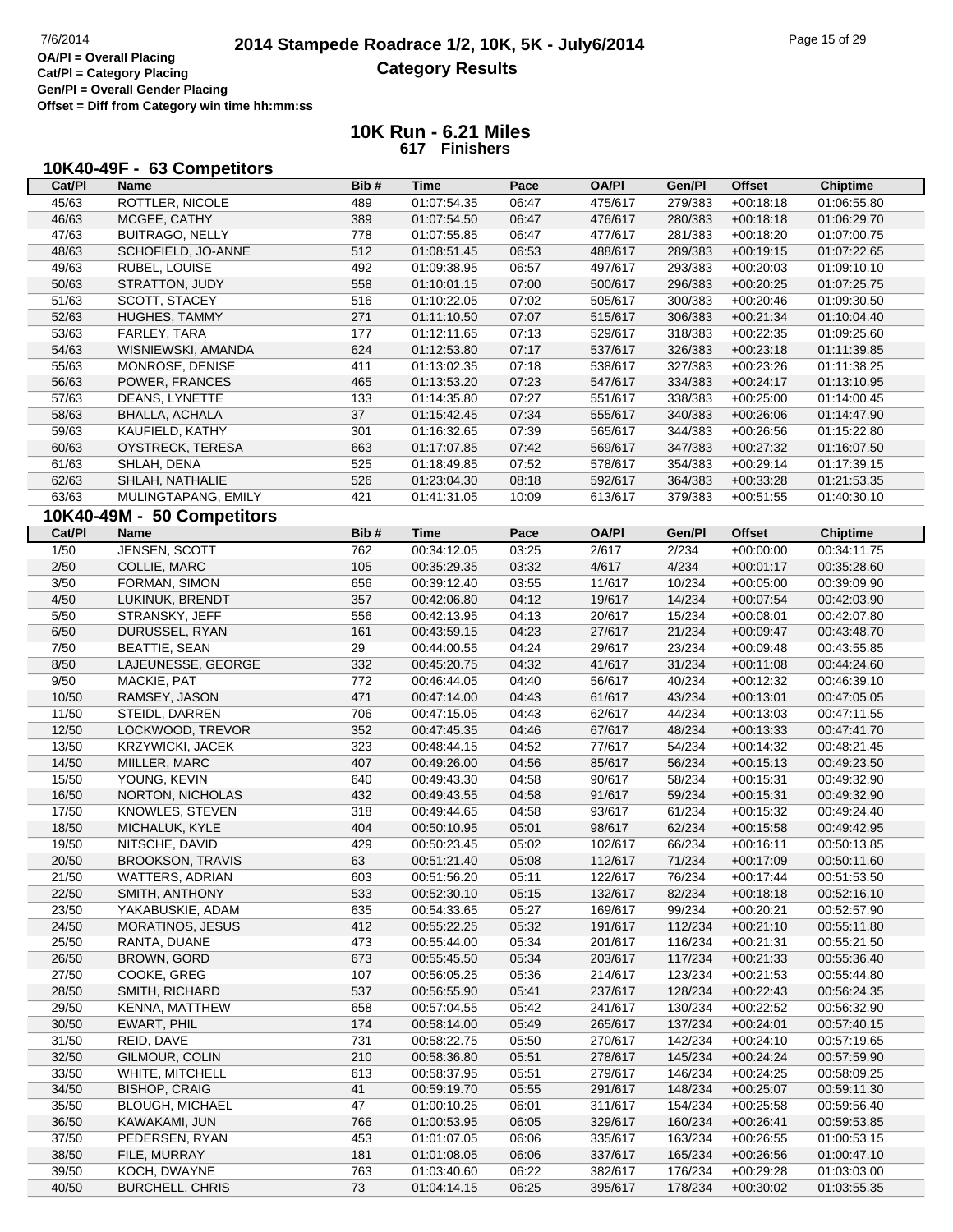**2014 Stampede Roadrace 1/2, 10K, 5K - July6/2014**
**Category Results**

OA/Pl = Overall Placing
Cat/Pl = Category Placing
Gen/Pl = Overall Gender Placing
Offset = Diff from Category win time hh:mm:ss

## 10K Run - 6.21 Miles
**617 Finishers**

### 10K40-49F - 63 Competitors

| Cat/Pl | Name | Bib # | Time | Pace | OA/Pl | Gen/Pl | Offset | Chiptime |
|---|---|---|---|---|---|---|---|---|
| 45/63 | ROTTLER, NICOLE | 489 | 01:07:54.35 | 06:47 | 475/617 | 279/383 | +00:18:18 | 01:06:55.80 |
| 46/63 | MCGEE, CATHY | 389 | 01:07:54.50 | 06:47 | 476/617 | 280/383 | +00:18:18 | 01:06:29.70 |
| 47/63 | BUITRAGO, NELLY | 778 | 01:07:55.85 | 06:47 | 477/617 | 281/383 | +00:18:20 | 01:07:00.75 |
| 48/63 | SCHOFIELD, JO-ANNE | 512 | 01:08:51.45 | 06:53 | 488/617 | 289/383 | +00:19:15 | 01:07:22.65 |
| 49/63 | RUBEL, LOUISE | 492 | 01:09:38.95 | 06:57 | 497/617 | 293/383 | +00:20:03 | 01:09:10.10 |
| 50/63 | STRATTON, JUDY | 558 | 01:10:01.15 | 07:00 | 500/617 | 296/383 | +00:20:25 | 01:07:25.75 |
| 51/63 | SCOTT, STACEY | 516 | 01:10:22.05 | 07:02 | 505/617 | 300/383 | +00:20:46 | 01:09:30.50 |
| 52/63 | HUGHES, TAMMY | 271 | 01:11:10.50 | 07:07 | 515/617 | 306/383 | +00:21:34 | 01:10:04.40 |
| 53/63 | FARLEY, TARA | 177 | 01:12:11.65 | 07:13 | 529/617 | 318/383 | +00:22:35 | 01:09:25.60 |
| 54/63 | WISNIEWSKI, AMANDA | 624 | 01:12:53.80 | 07:17 | 537/617 | 326/383 | +00:23:18 | 01:11:39.85 |
| 55/63 | MONROSE, DENISE | 411 | 01:13:02.35 | 07:18 | 538/617 | 327/383 | +00:23:26 | 01:11:38.25 |
| 56/63 | POWER, FRANCES | 465 | 01:13:53.20 | 07:23 | 547/617 | 334/383 | +00:24:17 | 01:13:10.95 |
| 57/63 | DEANS, LYNETTE | 133 | 01:14:35.80 | 07:27 | 551/617 | 338/383 | +00:25:00 | 01:14:00.45 |
| 58/63 | BHALLA, ACHALA | 37 | 01:15:42.45 | 07:34 | 555/617 | 340/383 | +00:26:06 | 01:14:47.90 |
| 59/63 | KAUFIELD, KATHY | 301 | 01:16:32.65 | 07:39 | 565/617 | 344/383 | +00:26:56 | 01:15:22.80 |
| 60/63 | OYSTRECK, TERESA | 663 | 01:17:07.85 | 07:42 | 569/617 | 347/383 | +00:27:32 | 01:16:07.50 |
| 61/63 | SHLAH, DENA | 525 | 01:18:49.85 | 07:52 | 578/617 | 354/383 | +00:29:14 | 01:17:39.15 |
| 62/63 | SHLAH, NATHALIE | 526 | 01:23:04.30 | 08:18 | 592/617 | 364/383 | +00:33:28 | 01:21:53.35 |
| 63/63 | MULINGTAPANG, EMILY | 421 | 01:41:31.05 | 10:09 | 613/617 | 379/383 | +00:51:55 | 01:40:30.10 |

### 10K40-49M - 50 Competitors

| Cat/Pl | Name | Bib # | Time | Pace | OA/Pl | Gen/Pl | Offset | Chiptime |
|---|---|---|---|---|---|---|---|---|
| 1/50 | JENSEN, SCOTT | 762 | 00:34:12.05 | 03:25 | 2/617 | 2/234 | +00:00:00 | 00:34:11.75 |
| 2/50 | COLLIE, MARC | 105 | 00:35:29.35 | 03:32 | 4/617 | 4/234 | +00:01:17 | 00:35:28.60 |
| 3/50 | FORMAN, SIMON | 656 | 00:39:12.40 | 03:55 | 11/617 | 10/234 | +00:05:00 | 00:39:09.90 |
| 4/50 | LUKINUK, BRENDT | 357 | 00:42:06.80 | 04:12 | 19/617 | 14/234 | +00:07:54 | 00:42:03.90 |
| 5/50 | STRANSKY, JEFF | 556 | 00:42:13.95 | 04:13 | 20/617 | 15/234 | +00:08:01 | 00:42:07.80 |
| 6/50 | DURUSSEL, RYAN | 161 | 00:43:59.15 | 04:23 | 27/617 | 21/234 | +00:09:47 | 00:43:48.70 |
| 7/50 | BEATTIE, SEAN | 29 | 00:44:00.55 | 04:24 | 29/617 | 23/234 | +00:09:48 | 00:43:55.85 |
| 8/50 | LAJEUNESSE, GEORGE | 332 | 00:45:20.75 | 04:32 | 41/617 | 31/234 | +00:11:08 | 00:44:24.60 |
| 9/50 | MACKIE, PAT | 772 | 00:46:44.05 | 04:40 | 56/617 | 40/234 | +00:12:32 | 00:46:39.10 |
| 10/50 | RAMSEY, JASON | 471 | 00:47:14.00 | 04:43 | 61/617 | 43/234 | +00:13:01 | 00:47:05.05 |
| 11/50 | STEIDL, DARREN | 706 | 00:47:15.05 | 04:43 | 62/617 | 44/234 | +00:13:03 | 00:47:11.55 |
| 12/50 | LOCKWOOD, TREVOR | 352 | 00:47:45.35 | 04:46 | 67/617 | 48/234 | +00:13:33 | 00:47:41.70 |
| 13/50 | KRZYWICKI, JACEK | 323 | 00:48:44.15 | 04:52 | 77/617 | 54/234 | +00:14:32 | 00:48:21.45 |
| 14/50 | MIILLER, MARC | 407 | 00:49:26.00 | 04:56 | 85/617 | 56/234 | +00:15:13 | 00:49:23.50 |
| 15/50 | YOUNG, KEVIN | 640 | 00:49:43.30 | 04:58 | 90/617 | 58/234 | +00:15:31 | 00:49:32.90 |
| 16/50 | NORTON, NICHOLAS | 432 | 00:49:43.55 | 04:58 | 91/617 | 59/234 | +00:15:31 | 00:49:32.90 |
| 17/50 | KNOWLES, STEVEN | 318 | 00:49:44.65 | 04:58 | 93/617 | 61/234 | +00:15:32 | 00:49:24.40 |
| 18/50 | MICHALUK, KYLE | 404 | 00:50:10.95 | 05:01 | 98/617 | 62/234 | +00:15:58 | 00:49:42.95 |
| 19/50 | NITSCHE, DAVID | 429 | 00:50:23.45 | 05:02 | 102/617 | 66/234 | +00:16:11 | 00:50:13.85 |
| 20/50 | BROOKSON, TRAVIS | 63 | 00:51:21.40 | 05:08 | 112/617 | 71/234 | +00:17:09 | 00:50:11.60 |
| 21/50 | WATTERS, ADRIAN | 603 | 00:51:56.20 | 05:11 | 122/617 | 76/234 | +00:17:44 | 00:51:53.50 |
| 22/50 | SMITH, ANTHONY | 533 | 00:52:30.10 | 05:15 | 132/617 | 82/234 | +00:18:18 | 00:52:16.10 |
| 23/50 | YAKABUSKIE, ADAM | 635 | 00:54:33.65 | 05:27 | 169/617 | 99/234 | +00:20:21 | 00:52:57.90 |
| 24/50 | MORATINOS, JESUS | 412 | 00:55:22.25 | 05:32 | 191/617 | 112/234 | +00:21:10 | 00:55:11.80 |
| 25/50 | RANTA, DUANE | 473 | 00:55:44.00 | 05:34 | 201/617 | 116/234 | +00:21:31 | 00:55:21.50 |
| 26/50 | BROWN, GORD | 673 | 00:55:45.50 | 05:34 | 203/617 | 117/234 | +00:21:33 | 00:55:36.40 |
| 27/50 | COOKE, GREG | 107 | 00:56:05.25 | 05:36 | 214/617 | 123/234 | +00:21:53 | 00:55:44.80 |
| 28/50 | SMITH, RICHARD | 537 | 00:56:55.90 | 05:41 | 237/617 | 128/234 | +00:22:43 | 00:56:24.35 |
| 29/50 | KENNA, MATTHEW | 658 | 00:57:04.55 | 05:42 | 241/617 | 130/234 | +00:22:52 | 00:56:32.90 |
| 30/50 | EWART, PHIL | 174 | 00:58:14.00 | 05:49 | 265/617 | 137/234 | +00:24:01 | 00:57:40.15 |
| 31/50 | REID, DAVE | 731 | 00:58:22.75 | 05:50 | 270/617 | 142/234 | +00:24:10 | 00:57:19.65 |
| 32/50 | GILMOUR, COLIN | 210 | 00:58:36.80 | 05:51 | 278/617 | 145/234 | +00:24:24 | 00:57:59.90 |
| 33/50 | WHITE, MITCHELL | 613 | 00:58:37.95 | 05:51 | 279/617 | 146/234 | +00:24:25 | 00:58:09.25 |
| 34/50 | BISHOP, CRAIG | 41 | 00:59:19.70 | 05:55 | 291/617 | 148/234 | +00:25:07 | 00:59:11.30 |
| 35/50 | BLOUGH, MICHAEL | 47 | 01:00:10.25 | 06:01 | 311/617 | 154/234 | +00:25:58 | 00:59:56.40 |
| 36/50 | KAWAKAMI, JUN | 766 | 01:00:53.95 | 06:05 | 329/617 | 160/234 | +00:26:41 | 00:59:53.85 |
| 37/50 | PEDERSEN, RYAN | 453 | 01:01:07.05 | 06:06 | 335/617 | 163/234 | +00:26:55 | 01:00:53.15 |
| 38/50 | FILE, MURRAY | 181 | 01:01:08.05 | 06:06 | 337/617 | 165/234 | +00:26:56 | 01:00:47.10 |
| 39/50 | KOCH, DWAYNE | 763 | 01:03:40.60 | 06:22 | 382/617 | 176/234 | +00:29:28 | 01:03:03.00 |
| 40/50 | BURCHELL, CHRIS | 73 | 01:04:14.15 | 06:25 | 395/617 | 178/234 | +00:30:02 | 01:03:55.35 |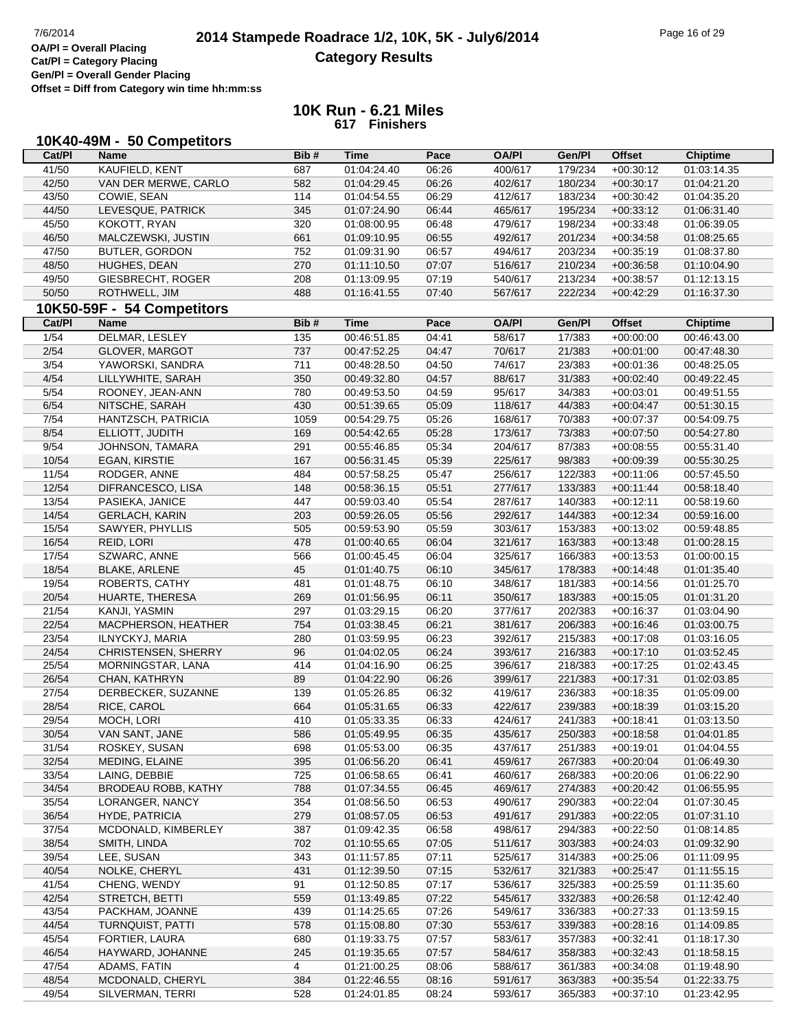# 2014 Stampede Roadrace 1/2, 10K, 5K - July6/2014

## Category Results

OA/Pl = Overall Placing
Cat/Pl = Category Placing
Gen/Pl = Overall Gender Placing
Offset = Diff from Category win time hh:mm:ss

### 10K Run - 6.21 Miles

617 Finishers

### 10K40-49M - 50 Competitors

| Cat/Pl | Name | Bib # | Time | Pace | OA/Pl | Gen/Pl | Offset | Chiptime |
|---|---|---|---|---|---|---|---|---|
| 41/50 | KAUFIELD, KENT | 687 | 01:04:24.40 | 06:26 | 400/617 | 179/234 | +00:30:12 | 01:03:14.35 |
| 42/50 | VAN DER MERWE, CARLO | 582 | 01:04:29.45 | 06:26 | 402/617 | 180/234 | +00:30:17 | 01:04:21.20 |
| 43/50 | COWIE, SEAN | 114 | 01:04:54.55 | 06:29 | 412/617 | 183/234 | +00:30:42 | 01:04:35.20 |
| 44/50 | LEVESQUE, PATRICK | 345 | 01:07:24.90 | 06:44 | 465/617 | 195/234 | +00:33:12 | 01:06:31.40 |
| 45/50 | KOKOTT, RYAN | 320 | 01:08:00.95 | 06:48 | 479/617 | 198/234 | +00:33:48 | 01:06:39.05 |
| 46/50 | MALCZEWSKI, JUSTIN | 661 | 01:09:10.95 | 06:55 | 492/617 | 201/234 | +00:34:58 | 01:08:25.65 |
| 47/50 | BUTLER, GORDON | 752 | 01:09:31.90 | 06:57 | 494/617 | 203/234 | +00:35:19 | 01:08:37.80 |
| 48/50 | HUGHES, DEAN | 270 | 01:11:10.50 | 07:07 | 516/617 | 210/234 | +00:36:58 | 01:10:04.90 |
| 49/50 | GIESBRECHT, ROGER | 208 | 01:13:09.95 | 07:19 | 540/617 | 213/234 | +00:38:57 | 01:12:13.15 |
| 50/50 | ROTHWELL, JIM | 488 | 01:16:41.55 | 07:40 | 567/617 | 222/234 | +00:42:29 | 01:16:37.30 |

### 10K50-59F - 54 Competitors

| Cat/Pl | Name | Bib # | Time | Pace | OA/Pl | Gen/Pl | Offset | Chiptime |
|---|---|---|---|---|---|---|---|---|
| 1/54 | DELMAR, LESLEY | 135 | 00:46:51.85 | 04:41 | 58/617 | 17/383 | +00:00:00 | 00:46:43.00 |
| 2/54 | GLOVER, MARGOT | 737 | 00:47:52.25 | 04:47 | 70/617 | 21/383 | +00:01:00 | 00:47:48.30 |
| 3/54 | YAWORSKI, SANDRA | 711 | 00:48:28.50 | 04:50 | 74/617 | 23/383 | +00:01:36 | 00:48:25.05 |
| 4/54 | LILLYWHITE, SARAH | 350 | 00:49:32.80 | 04:57 | 88/617 | 31/383 | +00:02:40 | 00:49:22.45 |
| 5/54 | ROONEY, JEAN-ANN | 780 | 00:49:53.50 | 04:59 | 95/617 | 34/383 | +00:03:01 | 00:49:51.55 |
| 6/54 | NITSCHE, SARAH | 430 | 00:51:39.65 | 05:09 | 118/617 | 44/383 | +00:04:47 | 00:51:30.15 |
| 7/54 | HANTZSCH, PATRICIA | 1059 | 00:54:29.75 | 05:26 | 168/617 | 70/383 | +00:07:37 | 00:54:09.75 |
| 8/54 | ELLIOTT, JUDITH | 169 | 00:54:42.65 | 05:28 | 173/617 | 73/383 | +00:07:50 | 00:54:27.80 |
| 9/54 | JOHNSON, TAMARA | 291 | 00:55:46.85 | 05:34 | 204/617 | 87/383 | +00:08:55 | 00:55:31.40 |
| 10/54 | EGAN, KIRSTIE | 167 | 00:56:31.45 | 05:39 | 225/617 | 98/383 | +00:09:39 | 00:55:30.25 |
| 11/54 | RODGER, ANNE | 484 | 00:57:58.25 | 05:47 | 256/617 | 122/383 | +00:11:06 | 00:57:45.50 |
| 12/54 | DIFRANCESCO, LISA | 148 | 00:58:36.15 | 05:51 | 277/617 | 133/383 | +00:11:44 | 00:58:18.40 |
| 13/54 | PASIEKA, JANICE | 447 | 00:59:03.40 | 05:54 | 287/617 | 140/383 | +00:12:11 | 00:58:19.60 |
| 14/54 | GERLACH, KARIN | 203 | 00:59:26.05 | 05:56 | 292/617 | 144/383 | +00:12:34 | 00:59:16.00 |
| 15/54 | SAWYER, PHYLLIS | 505 | 00:59:53.90 | 05:59 | 303/617 | 153/383 | +00:13:02 | 00:59:48.85 |
| 16/54 | REID, LORI | 478 | 01:00:40.65 | 06:04 | 321/617 | 163/383 | +00:13:48 | 01:00:28.15 |
| 17/54 | SZWARC, ANNE | 566 | 01:00:45.45 | 06:04 | 325/617 | 166/383 | +00:13:53 | 01:00:00.15 |
| 18/54 | BLAKE, ARLENE | 45 | 01:01:40.75 | 06:10 | 345/617 | 178/383 | +00:14:48 | 01:01:35.40 |
| 19/54 | ROBERTS, CATHY | 481 | 01:01:48.75 | 06:10 | 348/617 | 181/383 | +00:14:56 | 01:01:25.70 |
| 20/54 | HUARTE, THERESA | 269 | 01:01:56.95 | 06:11 | 350/617 | 183/383 | +00:15:05 | 01:01:31.20 |
| 21/54 | KANJI, YASMIN | 297 | 01:03:29.15 | 06:20 | 377/617 | 202/383 | +00:16:37 | 01:03:04.90 |
| 22/54 | MACPHERSON, HEATHER | 754 | 01:03:38.45 | 06:21 | 381/617 | 206/383 | +00:16:46 | 01:03:00.75 |
| 23/54 | ILNYCKYJ, MARIA | 280 | 01:03:59.95 | 06:23 | 392/617 | 215/383 | +00:17:08 | 01:03:16.05 |
| 24/54 | CHRISTENSEN, SHERRY | 96 | 01:04:02.05 | 06:24 | 393/617 | 216/383 | +00:17:10 | 01:03:52.45 |
| 25/54 | MORNINGSTAR, LANA | 414 | 01:04:16.90 | 06:25 | 396/617 | 218/383 | +00:17:25 | 01:02:43.45 |
| 26/54 | CHAN, KATHRYN | 89 | 01:04:22.90 | 06:26 | 399/617 | 221/383 | +00:17:31 | 01:02:03.85 |
| 27/54 | DERBECKER, SUZANNE | 139 | 01:05:26.85 | 06:32 | 419/617 | 236/383 | +00:18:35 | 01:05:09.00 |
| 28/54 | RICE, CAROL | 664 | 01:05:31.65 | 06:33 | 422/617 | 239/383 | +00:18:39 | 01:03:15.20 |
| 29/54 | MOCH, LORI | 410 | 01:05:33.35 | 06:33 | 424/617 | 241/383 | +00:18:41 | 01:03:13.50 |
| 30/54 | VAN SANT, JANE | 586 | 01:05:49.95 | 06:35 | 435/617 | 250/383 | +00:18:58 | 01:04:01.85 |
| 31/54 | ROSKEY, SUSAN | 698 | 01:05:53.00 | 06:35 | 437/617 | 251/383 | +00:19:01 | 01:04:04.55 |
| 32/54 | MEDING, ELAINE | 395 | 01:06:56.20 | 06:41 | 459/617 | 267/383 | +00:20:04 | 01:06:49.30 |
| 33/54 | LAING, DEBBIE | 725 | 01:06:58.65 | 06:41 | 460/617 | 268/383 | +00:20:06 | 01:06:22.90 |
| 34/54 | BRODEAU ROBB, KATHY | 788 | 01:07:34.55 | 06:45 | 469/617 | 274/383 | +00:20:42 | 01:06:55.95 |
| 35/54 | LORANGER, NANCY | 354 | 01:08:56.50 | 06:53 | 490/617 | 290/383 | +00:22:04 | 01:07:30.45 |
| 36/54 | HYDE, PATRICIA | 279 | 01:08:57.05 | 06:53 | 491/617 | 291/383 | +00:22:05 | 01:07:31.10 |
| 37/54 | MCDONALD, KIMBERLEY | 387 | 01:09:42.35 | 06:58 | 498/617 | 294/383 | +00:22:50 | 01:08:14.85 |
| 38/54 | SMITH, LINDA | 702 | 01:10:55.65 | 07:05 | 511/617 | 303/383 | +00:24:03 | 01:09:32.90 |
| 39/54 | LEE, SUSAN | 343 | 01:11:57.85 | 07:11 | 525/617 | 314/383 | +00:25:06 | 01:11:09.95 |
| 40/54 | NOLKE, CHERYL | 431 | 01:12:39.50 | 07:15 | 532/617 | 321/383 | +00:25:47 | 01:11:55.15 |
| 41/54 | CHENG, WENDY | 91 | 01:12:50.85 | 07:17 | 536/617 | 325/383 | +00:25:59 | 01:11:35.60 |
| 42/54 | STRETCH, BETTI | 559 | 01:13:49.85 | 07:22 | 545/617 | 332/383 | +00:26:58 | 01:12:42.40 |
| 43/54 | PACKHAM, JOANNE | 439 | 01:14:25.65 | 07:26 | 549/617 | 336/383 | +00:27:33 | 01:13:59.15 |
| 44/54 | TURNQUIST, PATTI | 578 | 01:15:08.80 | 07:30 | 553/617 | 339/383 | +00:28:16 | 01:14:09.85 |
| 45/54 | FORTIER, LAURA | 680 | 01:19:33.75 | 07:57 | 583/617 | 357/383 | +00:32:41 | 01:18:17.30 |
| 46/54 | HAYWARD, JOHANNE | 245 | 01:19:35.65 | 07:57 | 584/617 | 358/383 | +00:32:43 | 01:18:58.15 |
| 47/54 | ADAMS, FATIN | 4 | 01:21:00.25 | 08:06 | 588/617 | 361/383 | +00:34:08 | 01:19:48.90 |
| 48/54 | MCDONALD, CHERYL | 384 | 01:22:46.55 | 08:16 | 591/617 | 363/383 | +00:35:54 | 01:22:33.75 |
| 49/54 | SILVERMAN, TERRI | 528 | 01:24:01.85 | 08:24 | 593/617 | 365/383 | +00:37:10 | 01:23:42.95 |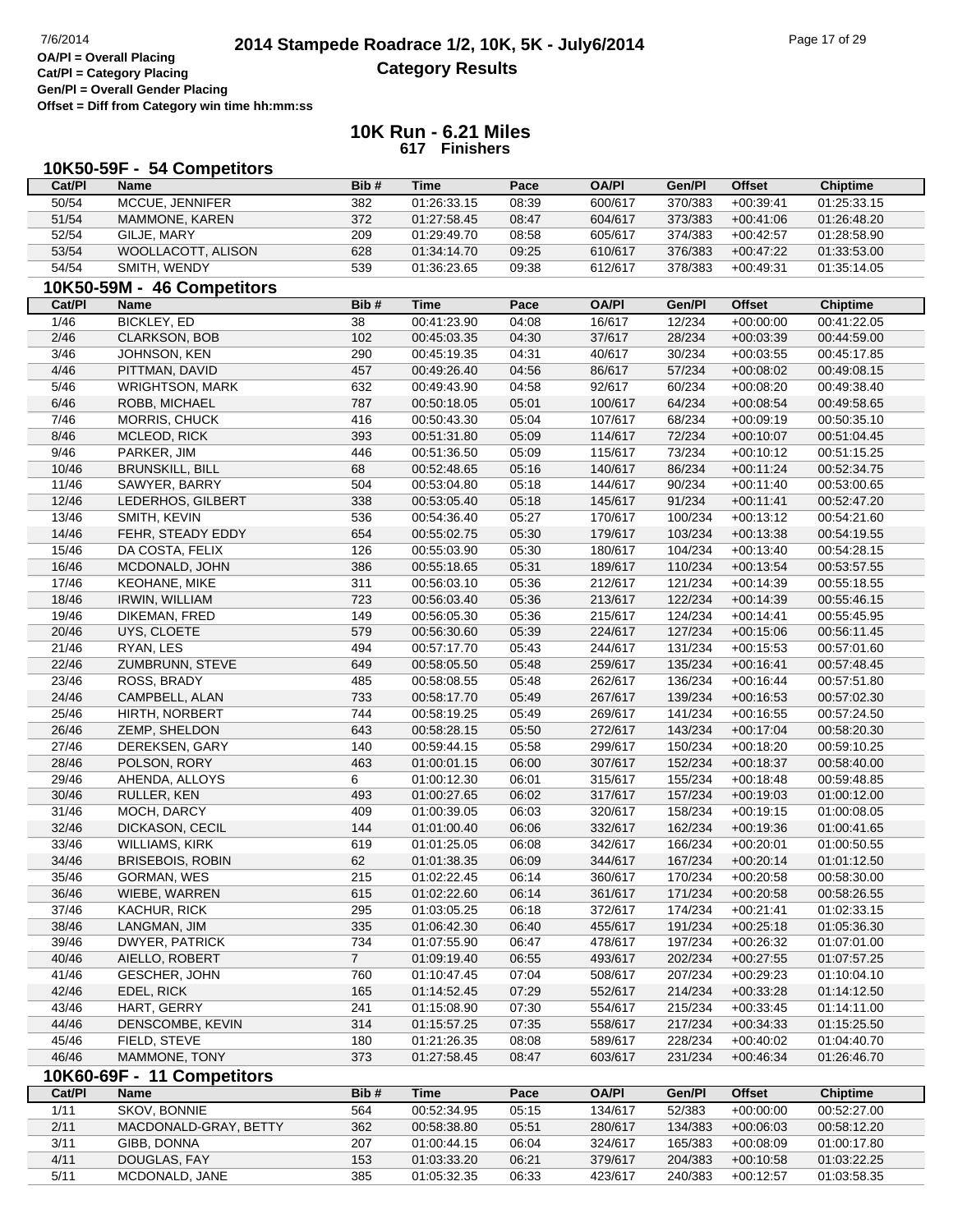# 2014 Stampede Roadrace 1/2, 10K, 5K - July6/2014

## Category Results

OA/Pl = Overall Placing
Cat/Pl = Category Placing
Gen/Pl = Overall Gender Placing
Offset = Diff from Category win time hh:mm:ss

### 10K Run - 6.21 Miles
### 617 Finishers

### 10K50-59F - 54 Competitors

| Cat/Pl | Name | Bib # | Time | Pace | OA/Pl | Gen/Pl | Offset | Chiptime |
|---|---|---|---|---|---|---|---|---|
| 50/54 | MCCUE, JENNIFER | 382 | 01:26:33.15 | 08:39 | 600/617 | 370/383 | +00:39:41 | 01:25:33.15 |
| 51/54 | MAMMONE, KAREN | 372 | 01:27:58.45 | 08:47 | 604/617 | 373/383 | +00:41:06 | 01:26:48.20 |
| 52/54 | GILJE, MARY | 209 | 01:29:49.70 | 08:58 | 605/617 | 374/383 | +00:42:57 | 01:28:58.90 |
| 53/54 | WOOLLACOTT, ALISON | 628 | 01:34:14.70 | 09:25 | 610/617 | 376/383 | +00:47:22 | 01:33:53.00 |
| 54/54 | SMITH, WENDY | 539 | 01:36:23.65 | 09:38 | 612/617 | 378/383 | +00:49:31 | 01:35:14.05 |

### 10K50-59M - 46 Competitors

| Cat/Pl | Name | Bib # | Time | Pace | OA/Pl | Gen/Pl | Offset | Chiptime |
|---|---|---|---|---|---|---|---|---|
| 1/46 | BICKLEY, ED | 38 | 00:41:23.90 | 04:08 | 16/617 | 12/234 | +00:00:00 | 00:41:22.05 |
| 2/46 | CLARKSON, BOB | 102 | 00:45:03.35 | 04:30 | 37/617 | 28/234 | +00:03:39 | 00:44:59.00 |
| 3/46 | JOHNSON, KEN | 290 | 00:45:19.35 | 04:31 | 40/617 | 30/234 | +00:03:55 | 00:45:17.85 |
| 4/46 | PITTMAN, DAVID | 457 | 00:49:26.40 | 04:56 | 86/617 | 57/234 | +00:08:02 | 00:49:08.15 |
| 5/46 | WRIGHTSON, MARK | 632 | 00:49:43.90 | 04:58 | 92/617 | 60/234 | +00:08:20 | 00:49:38.40 |
| 6/46 | ROBB, MICHAEL | 787 | 00:50:18.05 | 05:01 | 100/617 | 64/234 | +00:08:54 | 00:49:58.65 |
| 7/46 | MORRIS, CHUCK | 416 | 00:50:43.30 | 05:04 | 107/617 | 68/234 | +00:09:19 | 00:50:35.10 |
| 8/46 | MCLEOD, RICK | 393 | 00:51:31.80 | 05:09 | 114/617 | 72/234 | +00:10:07 | 00:51:04.45 |
| 9/46 | PARKER, JIM | 446 | 00:51:36.50 | 05:09 | 115/617 | 73/234 | +00:10:12 | 00:51:15.25 |
| 10/46 | BRUNSKILL, BILL | 68 | 00:52:48.65 | 05:16 | 140/617 | 86/234 | +00:11:24 | 00:52:34.75 |
| 11/46 | SAWYER, BARRY | 504 | 00:53:04.80 | 05:18 | 144/617 | 90/234 | +00:11:40 | 00:53:00.65 |
| 12/46 | LEDERHOS, GILBERT | 338 | 00:53:05.40 | 05:18 | 145/617 | 91/234 | +00:11:41 | 00:52:47.20 |
| 13/46 | SMITH, KEVIN | 536 | 00:54:36.40 | 05:27 | 170/617 | 100/234 | +00:13:12 | 00:54:21.60 |
| 14/46 | FEHR, STEADY EDDY | 654 | 00:55:02.75 | 05:30 | 179/617 | 103/234 | +00:13:38 | 00:54:19.55 |
| 15/46 | DA COSTA, FELIX | 126 | 00:55:03.90 | 05:30 | 180/617 | 104/234 | +00:13:40 | 00:54:28.15 |
| 16/46 | MCDONALD, JOHN | 386 | 00:55:18.65 | 05:31 | 189/617 | 110/234 | +00:13:54 | 00:53:57.55 |
| 17/46 | KEOHANE, MIKE | 311 | 00:56:03.10 | 05:36 | 212/617 | 121/234 | +00:14:39 | 00:55:18.55 |
| 18/46 | IRWIN, WILLIAM | 723 | 00:56:03.40 | 05:36 | 213/617 | 122/234 | +00:14:39 | 00:55:46.15 |
| 19/46 | DIKEMAN, FRED | 149 | 00:56:05.30 | 05:36 | 215/617 | 124/234 | +00:14:41 | 00:55:45.95 |
| 20/46 | UYS, CLOETE | 579 | 00:56:30.60 | 05:39 | 224/617 | 127/234 | +00:15:06 | 00:56:11.45 |
| 21/46 | RYAN, LES | 494 | 00:57:17.70 | 05:43 | 244/617 | 131/234 | +00:15:53 | 00:57:01.60 |
| 22/46 | ZUMBRUNN, STEVE | 649 | 00:58:05.50 | 05:48 | 259/617 | 135/234 | +00:16:41 | 00:57:48.45 |
| 23/46 | ROSS, BRADY | 485 | 00:58:08.55 | 05:48 | 262/617 | 136/234 | +00:16:44 | 00:57:51.80 |
| 24/46 | CAMPBELL, ALAN | 733 | 00:58:17.70 | 05:49 | 267/617 | 139/234 | +00:16:53 | 00:57:02.30 |
| 25/46 | HIRTH, NORBERT | 744 | 00:58:19.25 | 05:49 | 269/617 | 141/234 | +00:16:55 | 00:57:24.50 |
| 26/46 | ZEMP, SHELDON | 643 | 00:58:28.15 | 05:50 | 272/617 | 143/234 | +00:17:04 | 00:58:20.30 |
| 27/46 | DEREKSEN, GARY | 140 | 00:59:44.15 | 05:58 | 299/617 | 150/234 | +00:18:20 | 00:59:10.25 |
| 28/46 | POLSON, RORY | 463 | 01:00:01.15 | 06:00 | 307/617 | 152/234 | +00:18:37 | 00:58:40.00 |
| 29/46 | AHENDA, ALLOYS | 6 | 01:00:12.30 | 06:01 | 315/617 | 155/234 | +00:18:48 | 00:59:48.85 |
| 30/46 | RULLER, KEN | 493 | 01:00:27.65 | 06:02 | 317/617 | 157/234 | +00:19:03 | 01:00:12.00 |
| 31/46 | MOCH, DARCY | 409 | 01:00:39.05 | 06:03 | 320/617 | 158/234 | +00:19:15 | 01:00:08.05 |
| 32/46 | DICKASON, CECIL | 144 | 01:01:00.40 | 06:06 | 332/617 | 162/234 | +00:19:36 | 01:00:41.65 |
| 33/46 | WILLIAMS, KIRK | 619 | 01:01:25.05 | 06:08 | 342/617 | 166/234 | +00:20:01 | 01:00:50.55 |
| 34/46 | BRISEBOIS, ROBIN | 62 | 01:01:38.35 | 06:09 | 344/617 | 167/234 | +00:20:14 | 01:01:12.50 |
| 35/46 | GORMAN, WES | 215 | 01:02:22.45 | 06:14 | 360/617 | 170/234 | +00:20:58 | 00:58:30.00 |
| 36/46 | WIEBE, WARREN | 615 | 01:02:22.60 | 06:14 | 361/617 | 171/234 | +00:20:58 | 00:58:26.55 |
| 37/46 | KACHUR, RICK | 295 | 01:03:05.25 | 06:18 | 372/617 | 174/234 | +00:21:41 | 01:02:33.15 |
| 38/46 | LANGMAN, JIM | 335 | 01:06:42.30 | 06:40 | 455/617 | 191/234 | +00:25:18 | 01:05:36.30 |
| 39/46 | DWYER, PATRICK | 734 | 01:07:55.90 | 06:47 | 478/617 | 197/234 | +00:26:32 | 01:07:01.00 |
| 40/46 | AIELLO, ROBERT | 7 | 01:09:19.40 | 06:55 | 493/617 | 202/234 | +00:27:55 | 01:07:57.25 |
| 41/46 | GESCHER, JOHN | 760 | 01:10:47.45 | 07:04 | 508/617 | 207/234 | +00:29:23 | 01:10:04.10 |
| 42/46 | EDEL, RICK | 165 | 01:14:52.45 | 07:29 | 552/617 | 214/234 | +00:33:28 | 01:14:12.50 |
| 43/46 | HART, GERRY | 241 | 01:15:08.90 | 07:30 | 554/617 | 215/234 | +00:33:45 | 01:14:11.00 |
| 44/46 | DENSCOMBE, KEVIN | 314 | 01:15:57.25 | 07:35 | 558/617 | 217/234 | +00:34:33 | 01:15:25.50 |
| 45/46 | FIELD, STEVE | 180 | 01:21:26.35 | 08:08 | 589/617 | 228/234 | +00:40:02 | 01:04:40.70 |
| 46/46 | MAMMONE, TONY | 373 | 01:27:58.45 | 08:47 | 603/617 | 231/234 | +00:46:34 | 01:26:46.70 |

### 10K60-69F - 11 Competitors

| Cat/Pl | Name | Bib # | Time | Pace | OA/Pl | Gen/Pl | Offset | Chiptime |
|---|---|---|---|---|---|---|---|---|
| 1/11 | SKOV, BONNIE | 564 | 00:52:34.95 | 05:15 | 134/617 | 52/383 | +00:00:00 | 00:52:27.00 |
| 2/11 | MACDONALD-GRAY, BETTY | 362 | 00:58:38.80 | 05:51 | 280/617 | 134/383 | +00:06:03 | 00:58:12.20 |
| 3/11 | GIBB, DONNA | 207 | 01:00:44.15 | 06:04 | 324/617 | 165/383 | +00:08:09 | 01:00:17.80 |
| 4/11 | DOUGLAS, FAY | 153 | 01:03:33.20 | 06:21 | 379/617 | 204/383 | +00:10:58 | 01:03:22.25 |
| 5/11 | MCDONALD, JANE | 385 | 01:05:32.35 | 06:33 | 423/617 | 240/383 | +00:12:57 | 01:03:58.35 |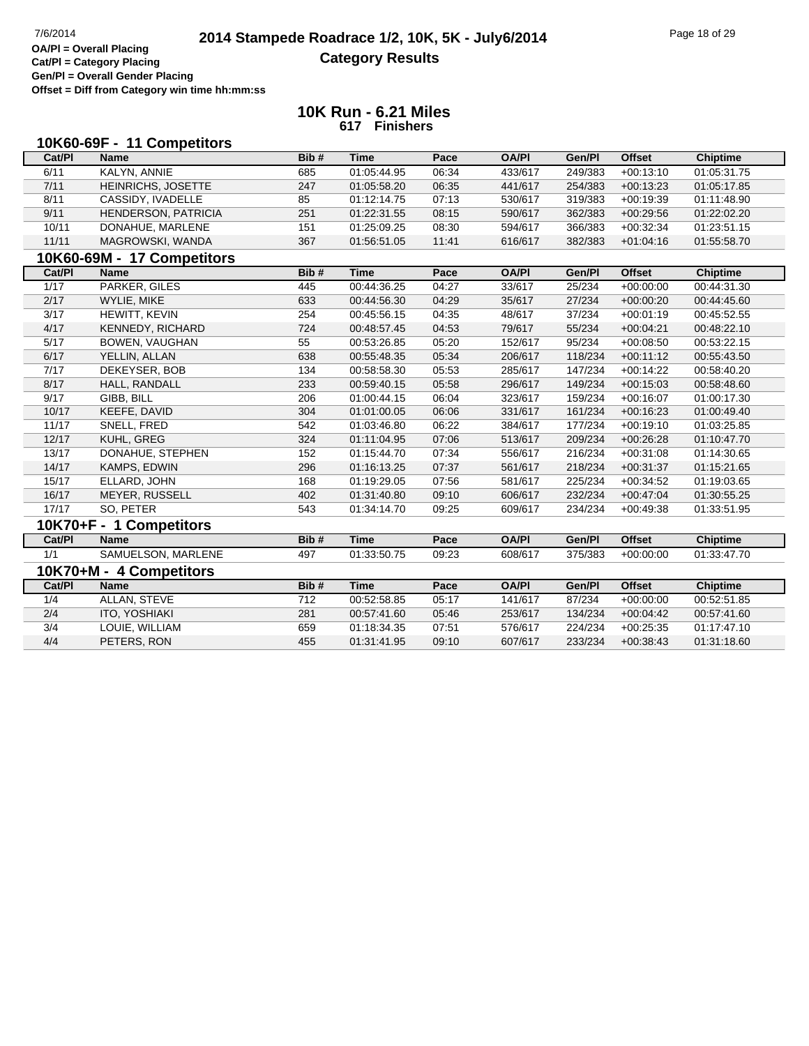OA/Pl = Overall Placing
Cat/Pl = Category Placing
Gen/Pl = Overall Gender Placing
Offset = Diff from Category win time hh:mm:ss

# 2014 Stampede Roadrace 1/2, 10K, 5K - July6/2014

## Category Results

## 10K Run - 6.21 Miles

**617 Finishers**

### 10K60-69F - 11 Competitors

| Cat/Pl | Name | Bib # | Time | Pace | OA/Pl | Gen/Pl | Offset | Chiptime |
|---|---|---|---|---|---|---|---|---|
| 6/11 | KALYN, ANNIE | 685 | 01:05:44.95 | 06:34 | 433/617 | 249/383 | +00:13:10 | 01:05:31.75 |
| 7/11 | HEINRICHS, JOSETTE | 247 | 01:05:58.20 | 06:35 | 441/617 | 254/383 | +00:13:23 | 01:05:17.85 |
| 8/11 | CASSIDY, IVADELLE | 85 | 01:12:14.75 | 07:13 | 530/617 | 319/383 | +00:19:39 | 01:11:48.90 |
| 9/11 | HENDERSON, PATRICIA | 251 | 01:22:31.55 | 08:15 | 590/617 | 362/383 | +00:29:56 | 01:22:02.20 |
| 10/11 | DONAHUE, MARLENE | 151 | 01:25:09.25 | 08:30 | 594/617 | 366/383 | +00:32:34 | 01:23:51.15 |
| 11/11 | MAGROWSKI, WANDA | 367 | 01:56:51.05 | 11:41 | 616/617 | 382/383 | +01:04:16 | 01:55:58.70 |

### 10K60-69M - 17 Competitors

| Cat/Pl | Name | Bib # | Time | Pace | OA/Pl | Gen/Pl | Offset | Chiptime |
|---|---|---|---|---|---|---|---|---|
| 1/17 | PARKER, GILES | 445 | 00:44:36.25 | 04:27 | 33/617 | 25/234 | +00:00:00 | 00:44:31.30 |
| 2/17 | WYLIE, MIKE | 633 | 00:44:56.30 | 04:29 | 35/617 | 27/234 | +00:00:20 | 00:44:45.60 |
| 3/17 | HEWITT, KEVIN | 254 | 00:45:56.15 | 04:35 | 48/617 | 37/234 | +00:01:19 | 00:45:52.55 |
| 4/17 | KENNEDY, RICHARD | 724 | 00:48:57.45 | 04:53 | 79/617 | 55/234 | +00:04:21 | 00:48:22.10 |
| 5/17 | BOWEN, VAUGHAN | 55 | 00:53:26.85 | 05:20 | 152/617 | 95/234 | +00:08:50 | 00:53:22.15 |
| 6/17 | YELLIN, ALLAN | 638 | 00:55:48.35 | 05:34 | 206/617 | 118/234 | +00:11:12 | 00:55:43.50 |
| 7/17 | DEKEYSER, BOB | 134 | 00:58:58.30 | 05:53 | 285/617 | 147/234 | +00:14:22 | 00:58:40.20 |
| 8/17 | HALL, RANDALL | 233 | 00:59:40.15 | 05:58 | 296/617 | 149/234 | +00:15:03 | 00:58:48.60 |
| 9/17 | GIBB, BILL | 206 | 01:00:44.15 | 06:04 | 323/617 | 159/234 | +00:16:07 | 01:00:17.30 |
| 10/17 | KEEFE, DAVID | 304 | 01:01:00.05 | 06:06 | 331/617 | 161/234 | +00:16:23 | 01:00:49.40 |
| 11/17 | SNELL, FRED | 542 | 01:03:46.80 | 06:22 | 384/617 | 177/234 | +00:19:10 | 01:03:25.85 |
| 12/17 | KUHL, GREG | 324 | 01:11:04.95 | 07:06 | 513/617 | 209/234 | +00:26:28 | 01:10:47.70 |
| 13/17 | DONAHUE, STEPHEN | 152 | 01:15:44.70 | 07:34 | 556/617 | 216/234 | +00:31:08 | 01:14:30.65 |
| 14/17 | KAMPS, EDWIN | 296 | 01:16:13.25 | 07:37 | 561/617 | 218/234 | +00:31:37 | 01:15:21.65 |
| 15/17 | ELLARD, JOHN | 168 | 01:19:29.05 | 07:56 | 581/617 | 225/234 | +00:34:52 | 01:19:03.65 |
| 16/17 | MEYER, RUSSELL | 402 | 01:31:40.80 | 09:10 | 606/617 | 232/234 | +00:47:04 | 01:30:55.25 |
| 17/17 | SO, PETER | 543 | 01:34:14.70 | 09:25 | 609/617 | 234/234 | +00:49:38 | 01:33:51.95 |

### 10K70+F - 1 Competitors

| Cat/Pl | Name | Bib # | Time | Pace | OA/Pl | Gen/Pl | Offset | Chiptime |
|---|---|---|---|---|---|---|---|---|
| 1/1 | SAMUELSON, MARLENE | 497 | 01:33:50.75 | 09:23 | 608/617 | 375/383 | +00:00:00 | 01:33:47.70 |

### 10K70+M - 4 Competitors

| Cat/Pl | Name | Bib # | Time | Pace | OA/Pl | Gen/Pl | Offset | Chiptime |
|---|---|---|---|---|---|---|---|---|
| 1/4 | ALLAN, STEVE | 712 | 00:52:58.85 | 05:17 | 141/617 | 87/234 | +00:00:00 | 00:52:51.85 |
| 2/4 | ITO, YOSHIAKI | 281 | 00:57:41.60 | 05:46 | 253/617 | 134/234 | +00:04:42 | 00:57:41.60 |
| 3/4 | LOUIE, WILLIAM | 659 | 01:18:34.35 | 07:51 | 576/617 | 224/234 | +00:25:35 | 01:17:47.10 |
| 4/4 | PETERS, RON | 455 | 01:31:41.95 | 09:10 | 607/617 | 233/234 | +00:38:43 | 01:31:18.60 |